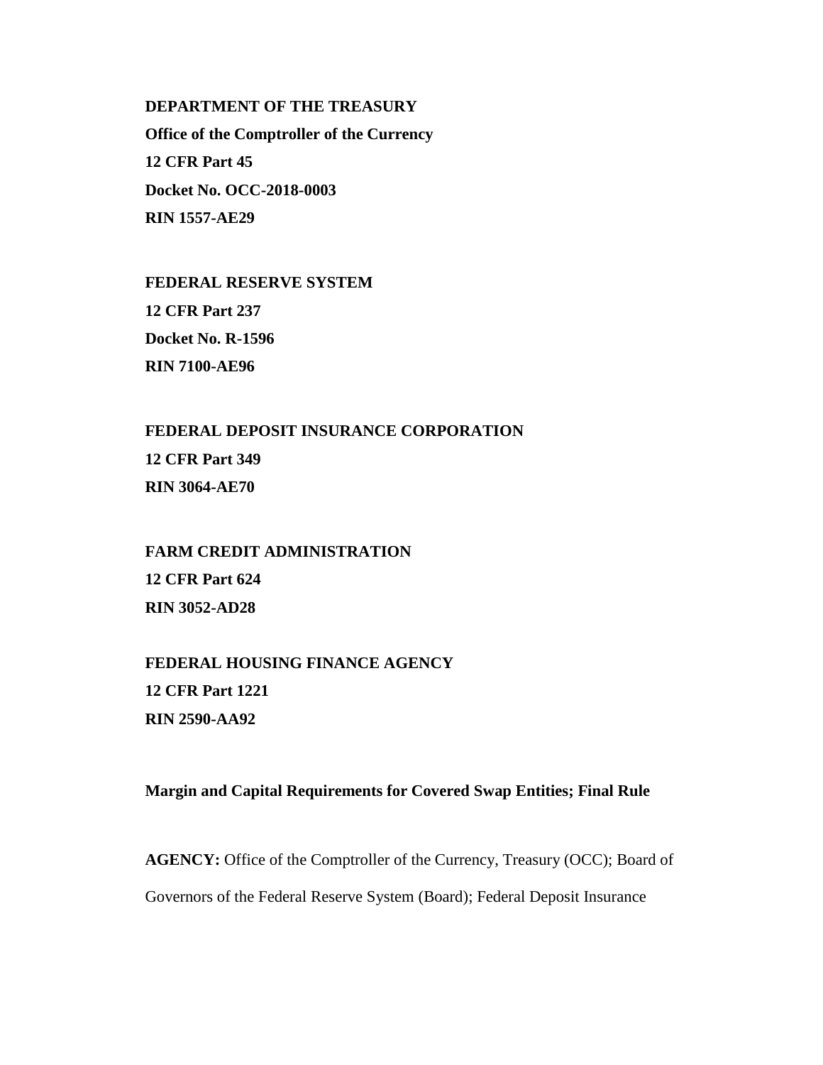**DEPARTMENT OF THE TREASURY**

**Office of the Comptroller of the Currency**

**12 CFR Part 45**

**Docket No. OCC-2018-0003**

**RIN 1557-AE29**

**FEDERAL RESERVE SYSTEM**

**12 CFR Part 237**

**Docket No. R-1596**

**RIN 7100-AE96**

**FEDERAL DEPOSIT INSURANCE CORPORATION**

**12 CFR Part 349**

**RIN 3064-AE70**

**FARM CREDIT ADMINISTRATION**

**12 CFR Part 624**

**RIN 3052-AD28**

**FEDERAL HOUSING FINANCE AGENCY**

**12 CFR Part 1221**

**RIN 2590-AA92**

**Margin and Capital Requirements for Covered Swap Entities; Final Rule**

**AGENCY:** Office of the Comptroller of the Currency, Treasury (OCC); Board of Governors of the Federal Reserve System (Board); Federal Deposit Insurance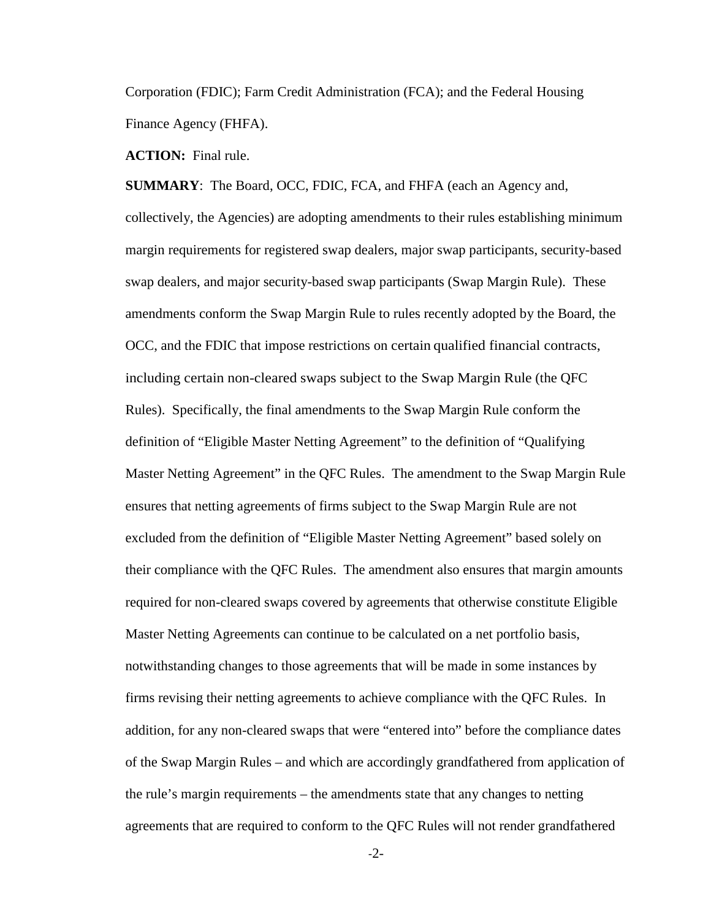Corporation (FDIC); Farm Credit Administration (FCA); and the Federal Housing Finance Agency (FHFA).

**ACTION:** Final rule.

**SUMMARY**: The Board, OCC, FDIC, FCA, and FHFA (each an Agency and, collectively, the Agencies) are adopting amendments to their rules establishing minimum margin requirements for registered swap dealers, major swap participants, security-based swap dealers, and major security-based swap participants (Swap Margin Rule). These amendments conform the Swap Margin Rule to rules recently adopted by the Board, the OCC, and the FDIC that impose restrictions on certain qualified financial contracts, including certain non-cleared swaps subject to the Swap Margin Rule (the QFC Rules). Specifically, the final amendments to the Swap Margin Rule conform the definition of "Eligible Master Netting Agreement" to the definition of "Qualifying Master Netting Agreement" in the QFC Rules. The amendment to the Swap Margin Rule ensures that netting agreements of firms subject to the Swap Margin Rule are not excluded from the definition of "Eligible Master Netting Agreement" based solely on their compliance with the QFC Rules. The amendment also ensures that margin amounts required for non-cleared swaps covered by agreements that otherwise constitute Eligible Master Netting Agreements can continue to be calculated on a net portfolio basis, notwithstanding changes to those agreements that will be made in some instances by firms revising their netting agreements to achieve compliance with the QFC Rules. In addition, for any non-cleared swaps that were "entered into" before the compliance dates of the Swap Margin Rules – and which are accordingly grandfathered from application of the rule's margin requirements – the amendments state that any changes to netting agreements that are required to conform to the QFC Rules will not render grandfathered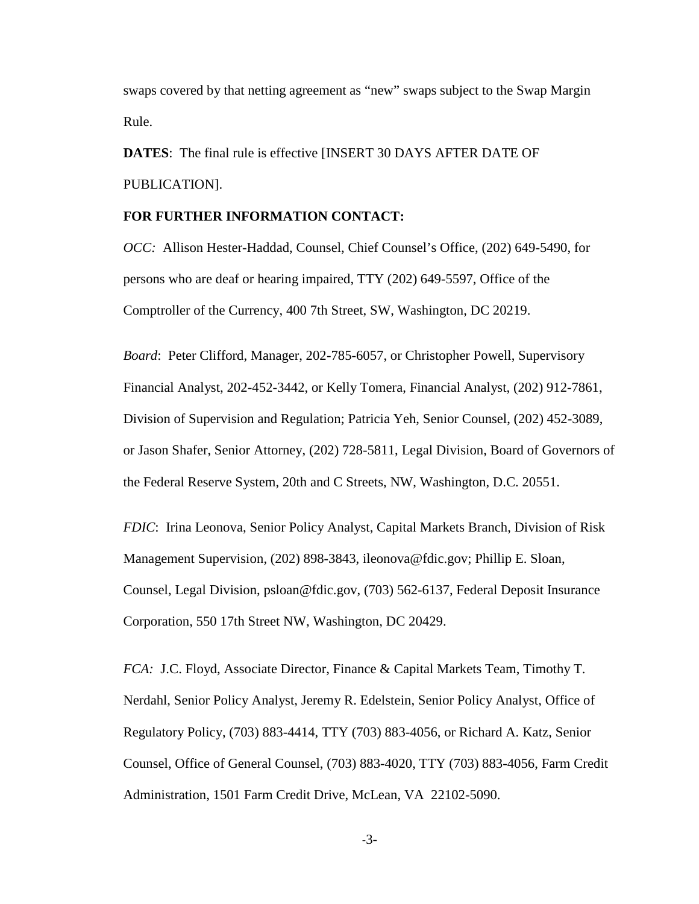swaps covered by that netting agreement as "new" swaps subject to the Swap Margin Rule.

**DATES**: The final rule is effective [INSERT 30 DAYS AFTER DATE OF PUBLICATION].

**FOR FURTHER INFORMATION CONTACT:**

*OCC:* Allison Hester-Haddad, Counsel, Chief Counsel's Office, (202) 649-5490, for persons who are deaf or hearing impaired, TTY (202) 649-5597, Office of the Comptroller of the Currency, 400 7th Street, SW, Washington, DC 20219.

*Board*: Peter Clifford, Manager, 202-785-6057, or Christopher Powell, Supervisory Financial Analyst, 202-452-3442, or Kelly Tomera, Financial Analyst, (202) 912-7861, Division of Supervision and Regulation; Patricia Yeh, Senior Counsel, (202) 452-3089, or Jason Shafer, Senior Attorney, (202) 728-5811, Legal Division, Board of Governors of the Federal Reserve System, 20th and C Streets, NW, Washington, D.C. 20551.

*FDIC*: Irina Leonova, Senior Policy Analyst, Capital Markets Branch, Division of Risk Management Supervision, (202) 898-3843, ileonova@fdic.gov; Phillip E. Sloan, Counsel, Legal Division, psloan@fdic.gov, (703) 562-6137, Federal Deposit Insurance Corporation, 550 17th Street NW, Washington, DC 20429.

*FCA:* J.C. Floyd, Associate Director, Finance & Capital Markets Team, Timothy T. Nerdahl, Senior Policy Analyst, Jeremy R. Edelstein, Senior Policy Analyst, Office of Regulatory Policy, (703) 883-4414, TTY (703) 883-4056, or Richard A. Katz, Senior Counsel, Office of General Counsel, (703) 883-4020, TTY (703) 883-4056, Farm Credit Administration, 1501 Farm Credit Drive, McLean, VA 22102-5090.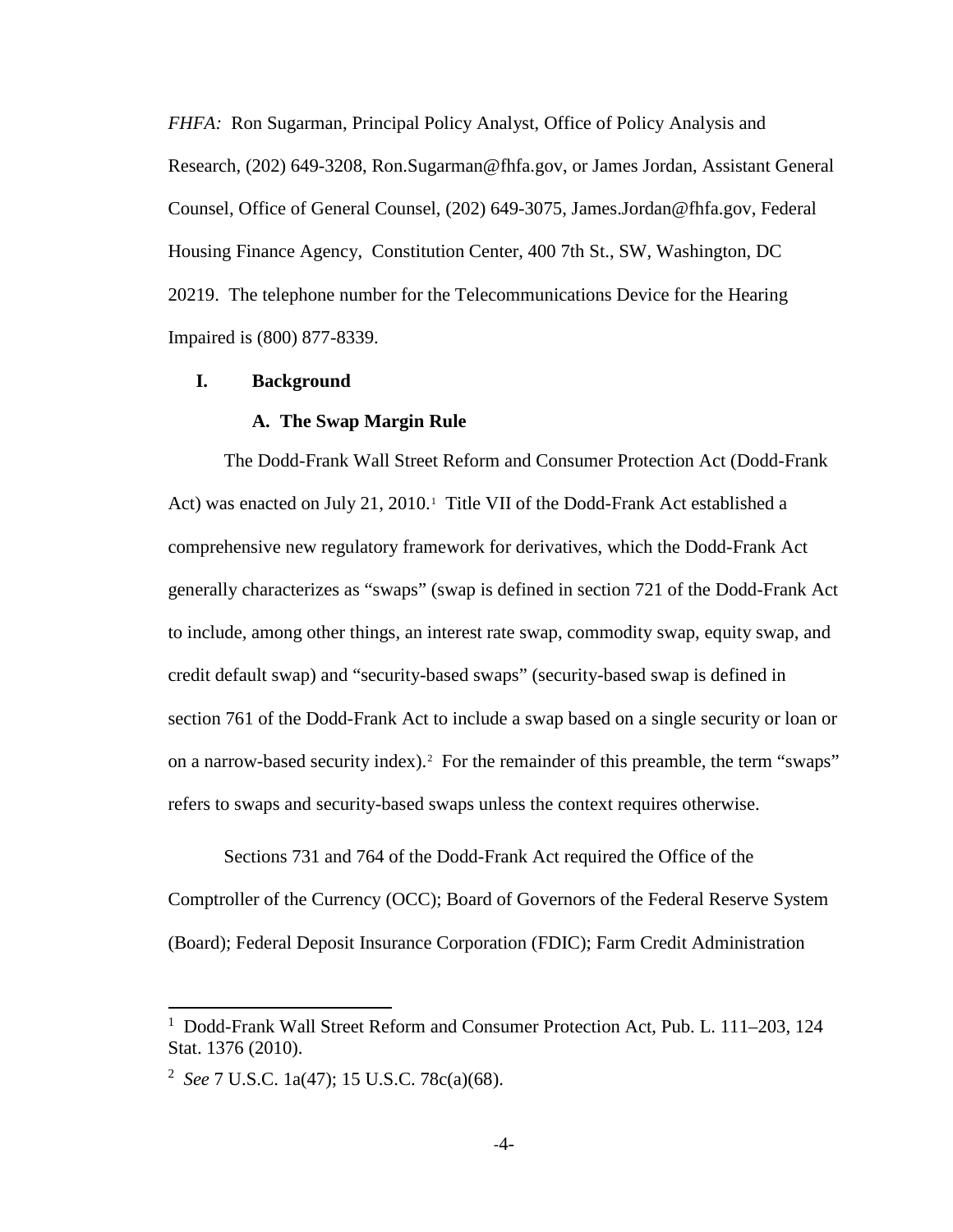*FHFA:* Ron Sugarman, Principal Policy Analyst, Office of Policy Analysis and Research, (202) 649-3208, Ron.Sugarman@fhfa.gov, or James Jordan, Assistant General Counsel, Office of General Counsel, (202) 649-3075, James.Jordan@fhfa.gov, Federal Housing Finance Agency, Constitution Center, 400 7th St., SW, Washington, DC 20219. The telephone number for the Telecommunications Device for the Hearing Impaired is (800) 877-8339.

## I. Background

### A. The Swap Margin Rule

The Dodd-Frank Wall Street Reform and Consumer Protection Act (Dodd-Frank Act) was enacted on July 21, 2010.[1] Title VII of the Dodd-Frank Act established a comprehensive new regulatory framework for derivatives, which the Dodd-Frank Act generally characterizes as "swaps" (swap is defined in section 721 of the Dodd-Frank Act to include, among other things, an interest rate swap, commodity swap, equity swap, and credit default swap) and "security-based swaps" (security-based swap is defined in section 761 of the Dodd-Frank Act to include a swap based on a single security or loan or on a narrow-based security index).[2] For the remainder of this preamble, the term "swaps" refers to swaps and security-based swaps unless the context requires otherwise.

Sections 731 and 764 of the Dodd-Frank Act required the Office of the Comptroller of the Currency (OCC); Board of Governors of the Federal Reserve System (Board); Federal Deposit Insurance Corporation (FDIC); Farm Credit Administration

---

[1] Dodd-Frank Wall Street Reform and Consumer Protection Act, Pub. L. 111–203, 124 Stat. 1376 (2010).

[2] *See* 7 U.S.C. 1a(47); 15 U.S.C. 78c(a)(68).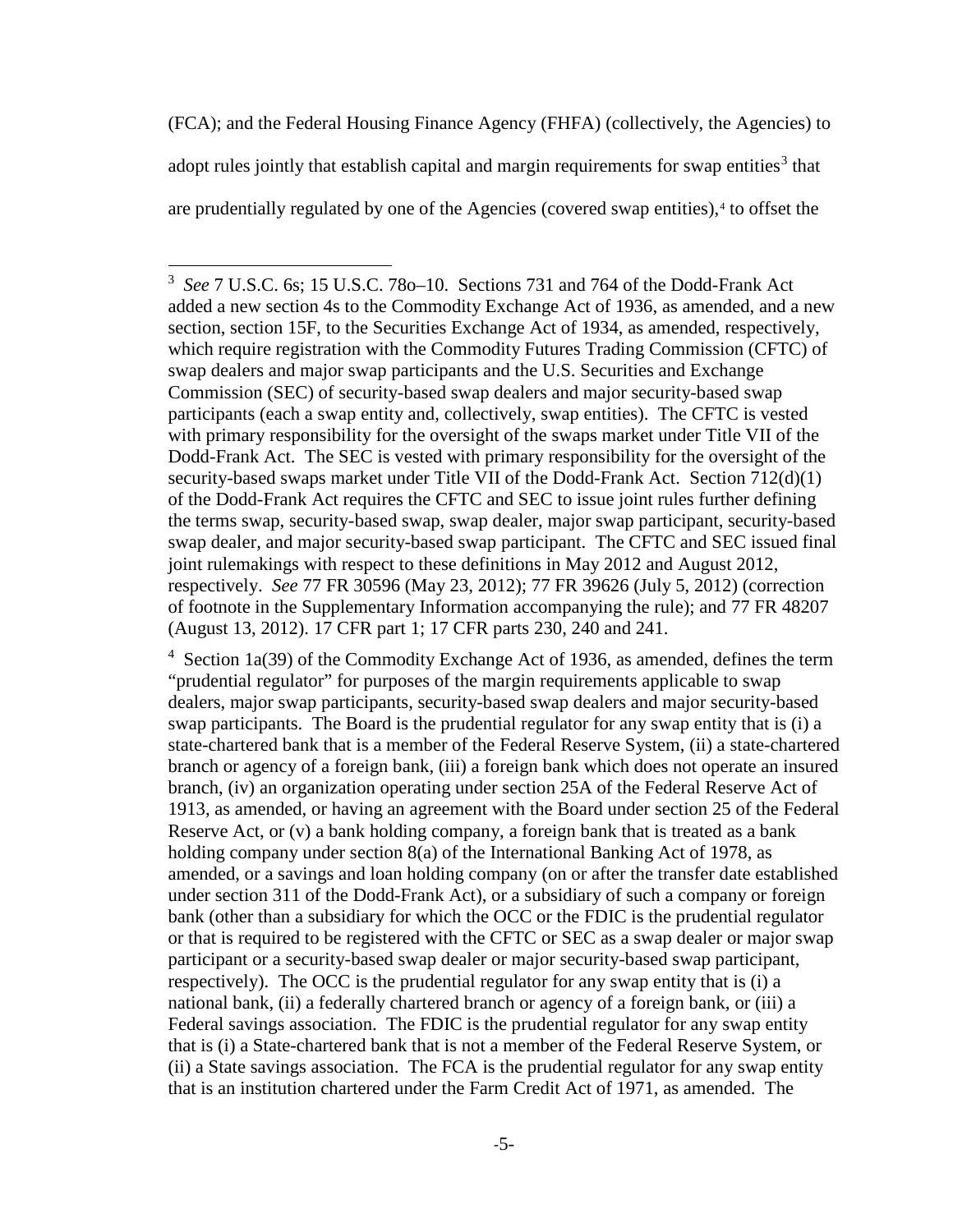(FCA); and the Federal Housing Finance Agency (FHFA) (collectively, the Agencies) to adopt rules jointly that establish capital and margin requirements for swap entities[3] that are prudentially regulated by one of the Agencies (covered swap entities),[4] to offset the

---

[3] *See* 7 U.S.C. 6s; 15 U.S.C. 78o–10. Sections 731 and 764 of the Dodd-Frank Act added a new section 4s to the Commodity Exchange Act of 1936, as amended, and a new section, section 15F, to the Securities Exchange Act of 1934, as amended, respectively, which require registration with the Commodity Futures Trading Commission (CFTC) of swap dealers and major swap participants and the U.S. Securities and Exchange Commission (SEC) of security-based swap dealers and major security-based swap participants (each a swap entity and, collectively, swap entities). The CFTC is vested with primary responsibility for the oversight of the swaps market under Title VII of the Dodd-Frank Act. The SEC is vested with primary responsibility for the oversight of the security-based swaps market under Title VII of the Dodd-Frank Act. Section 712(d)(1) of the Dodd-Frank Act requires the CFTC and SEC to issue joint rules further defining the terms swap, security-based swap, swap dealer, major swap participant, security-based swap dealer, and major security-based swap participant. The CFTC and SEC issued final joint rulemakings with respect to these definitions in May 2012 and August 2012, respectively. *See* 77 FR 30596 (May 23, 2012); 77 FR 39626 (July 5, 2012) (correction of footnote in the Supplementary Information accompanying the rule); and 77 FR 48207 (August 13, 2012). 17 CFR part 1; 17 CFR parts 230, 240 and 241.

[4] Section 1a(39) of the Commodity Exchange Act of 1936, as amended, defines the term "prudential regulator" for purposes of the margin requirements applicable to swap dealers, major swap participants, security-based swap dealers and major security-based swap participants. The Board is the prudential regulator for any swap entity that is (i) a state-chartered bank that is a member of the Federal Reserve System, (ii) a state-chartered branch or agency of a foreign bank, (iii) a foreign bank which does not operate an insured branch, (iv) an organization operating under section 25A of the Federal Reserve Act of 1913, as amended, or having an agreement with the Board under section 25 of the Federal Reserve Act, or (v) a bank holding company, a foreign bank that is treated as a bank holding company under section 8(a) of the International Banking Act of 1978, as amended, or a savings and loan holding company (on or after the transfer date established under section 311 of the Dodd-Frank Act), or a subsidiary of such a company or foreign bank (other than a subsidiary for which the OCC or the FDIC is the prudential regulator or that is required to be registered with the CFTC or SEC as a swap dealer or major swap participant or a security-based swap dealer or major security-based swap participant, respectively). The OCC is the prudential regulator for any swap entity that is (i) a national bank, (ii) a federally chartered branch or agency of a foreign bank, or (iii) a Federal savings association. The FDIC is the prudential regulator for any swap entity that is (i) a State-chartered bank that is not a member of the Federal Reserve System, or (ii) a State savings association. The FCA is the prudential regulator for any swap entity that is an institution chartered under the Farm Credit Act of 1971, as amended. The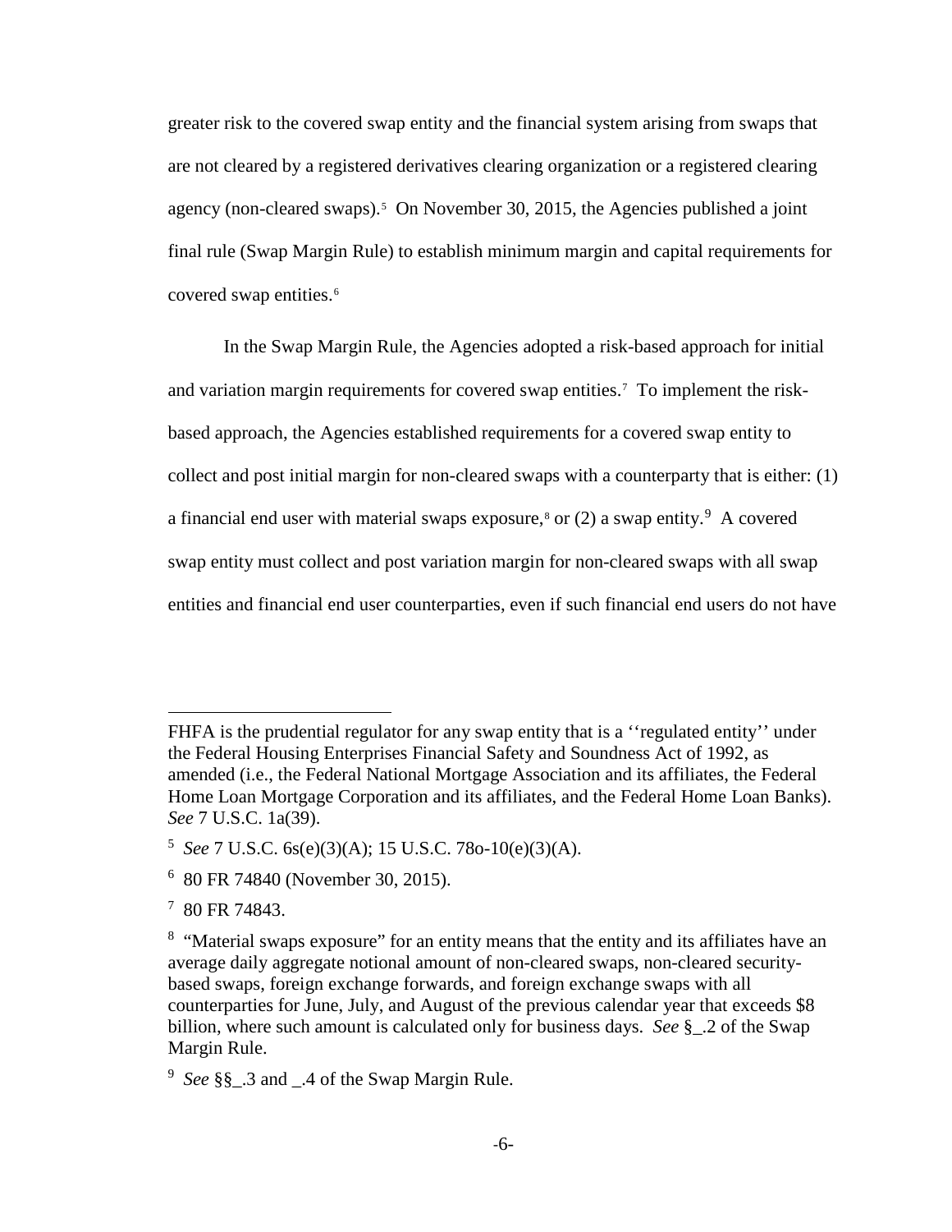greater risk to the covered swap entity and the financial system arising from swaps that are not cleared by a registered derivatives clearing organization or a registered clearing agency (non-cleared swaps).[5] On November 30, 2015, the Agencies published a joint final rule (Swap Margin Rule) to establish minimum margin and capital requirements for covered swap entities.[6]

In the Swap Margin Rule, the Agencies adopted a risk-based approach for initial and variation margin requirements for covered swap entities.[7] To implement the risk-based approach, the Agencies established requirements for a covered swap entity to collect and post initial margin for non-cleared swaps with a counterparty that is either: (1) a financial end user with material swaps exposure,[8] or (2) a swap entity.[9] A covered swap entity must collect and post variation margin for non-cleared swaps with all swap entities and financial end user counterparties, even if such financial end users do not have

---

FHFA is the prudential regulator for any swap entity that is a ''regulated entity'' under the Federal Housing Enterprises Financial Safety and Soundness Act of 1992, as amended (i.e., the Federal National Mortgage Association and its affiliates, the Federal Home Loan Mortgage Corporation and its affiliates, and the Federal Home Loan Banks). *See* 7 U.S.C. 1a(39).

[5] *See* 7 U.S.C. 6s(e)(3)(A); 15 U.S.C. 78o-10(e)(3)(A).

[6] 80 FR 74840 (November 30, 2015).

[7] 80 FR 74843.

[8] "Material swaps exposure" for an entity means that the entity and its affiliates have an average daily aggregate notional amount of non-cleared swaps, non-cleared security-based swaps, foreign exchange forwards, and foreign exchange swaps with all counterparties for June, July, and August of the previous calendar year that exceeds $8 billion, where such amount is calculated only for business days. *See* §_.2 of the Swap Margin Rule.

[9] *See* §§_.3 and _.4 of the Swap Margin Rule.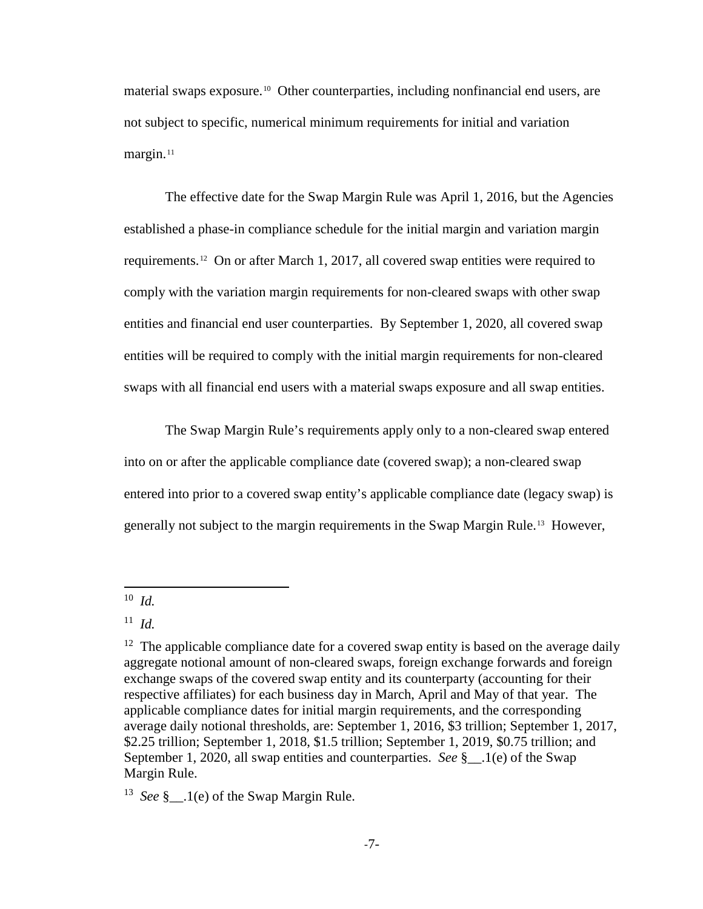material swaps exposure.[10] Other counterparties, including nonfinancial end users, are not subject to specific, numerical minimum requirements for initial and variation margin.[11]

The effective date for the Swap Margin Rule was April 1, 2016, but the Agencies established a phase-in compliance schedule for the initial margin and variation margin requirements.[12] On or after March 1, 2017, all covered swap entities were required to comply with the variation margin requirements for non-cleared swaps with other swap entities and financial end user counterparties. By September 1, 2020, all covered swap entities will be required to comply with the initial margin requirements for non-cleared swaps with all financial end users with a material swaps exposure and all swap entities.

The Swap Margin Rule's requirements apply only to a non-cleared swap entered into on or after the applicable compliance date (covered swap); a non-cleared swap entered into prior to a covered swap entity's applicable compliance date (legacy swap) is generally not subject to the margin requirements in the Swap Margin Rule.[13] However,

---

[10] *Id.*

[11] *Id.*

[12] The applicable compliance date for a covered swap entity is based on the average daily aggregate notional amount of non-cleared swaps, foreign exchange forwards and foreign exchange swaps of the covered swap entity and its counterparty (accounting for their respective affiliates) for each business day in March, April and May of that year. The applicable compliance dates for initial margin requirements, and the corresponding average daily notional thresholds, are: September 1, 2016, $3 trillion; September 1, 2017, $2.25 trillion; September 1, 2018, $1.5 trillion; September 1, 2019, $0.75 trillion; and September 1, 2020, all swap entities and counterparties. *See* §__.1(e) of the Swap Margin Rule.

[13] *See* §__.1(e) of the Swap Margin Rule.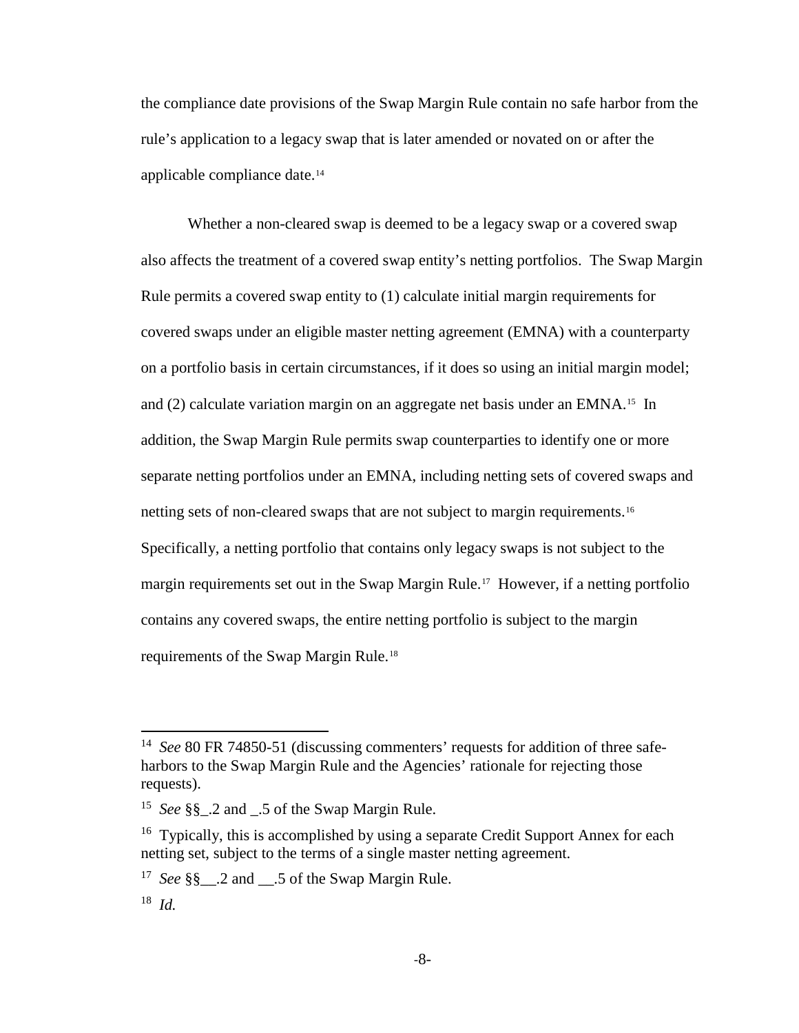the compliance date provisions of the Swap Margin Rule contain no safe harbor from the rule's application to a legacy swap that is later amended or novated on or after the applicable compliance date.[14]

Whether a non-cleared swap is deemed to be a legacy swap or a covered swap also affects the treatment of a covered swap entity's netting portfolios. The Swap Margin Rule permits a covered swap entity to (1) calculate initial margin requirements for covered swaps under an eligible master netting agreement (EMNA) with a counterparty on a portfolio basis in certain circumstances, if it does so using an initial margin model; and (2) calculate variation margin on an aggregate net basis under an EMNA.[15] In addition, the Swap Margin Rule permits swap counterparties to identify one or more separate netting portfolios under an EMNA, including netting sets of covered swaps and netting sets of non-cleared swaps that are not subject to margin requirements.[16] Specifically, a netting portfolio that contains only legacy swaps is not subject to the margin requirements set out in the Swap Margin Rule.[17] However, if a netting portfolio contains any covered swaps, the entire netting portfolio is subject to the margin requirements of the Swap Margin Rule.[18]

---

[14] *See* 80 FR 74850-51 (discussing commenters' requests for addition of three safe-harbors to the Swap Margin Rule and the Agencies' rationale for rejecting those requests).

[15] *See* §§_.2 and _.5 of the Swap Margin Rule.

[16] Typically, this is accomplished by using a separate Credit Support Annex for each netting set, subject to the terms of a single master netting agreement.

[17] *See* §§__.2 and __.5 of the Swap Margin Rule.

[18] *Id.*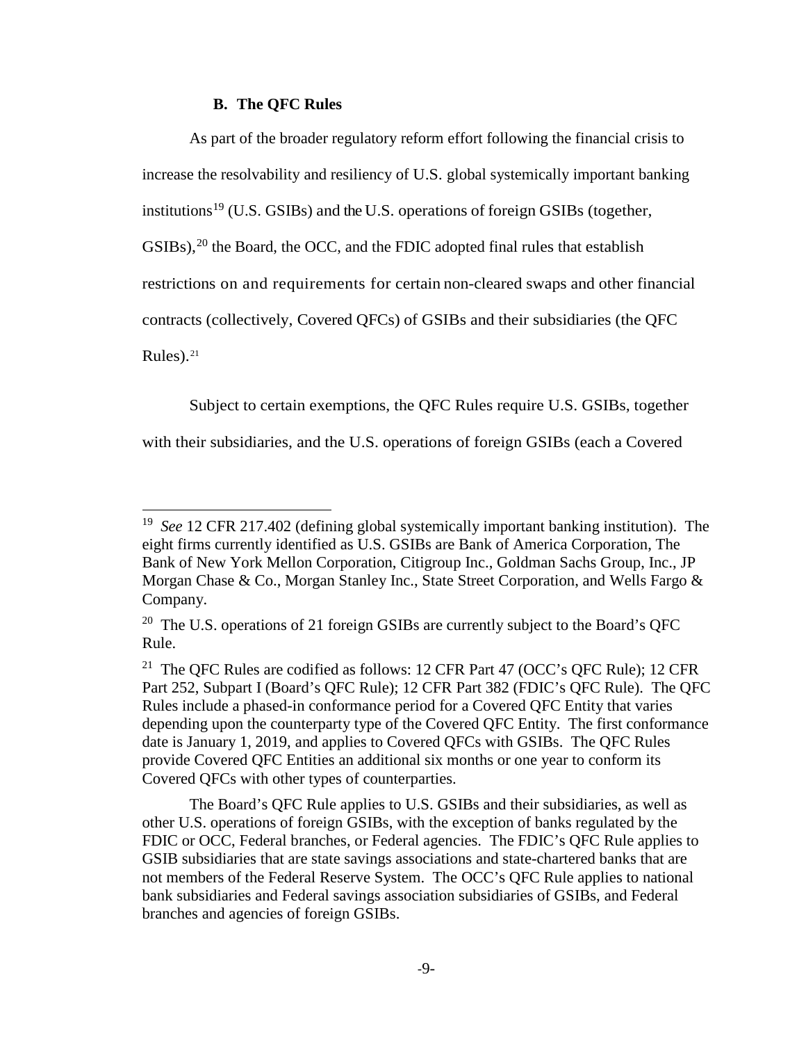### B. The QFC Rules

As part of the broader regulatory reform effort following the financial crisis to increase the resolvability and resiliency of U.S. global systemically important banking institutions[19] (U.S. GSIBs) and the U.S. operations of foreign GSIBs (together, GSIBs),[20] the Board, the OCC, and the FDIC adopted final rules that establish restrictions on and requirements for certain non-cleared swaps and other financial contracts (collectively, Covered QFCs) of GSIBs and their subsidiaries (the QFC Rules).[21]

Subject to certain exemptions, the QFC Rules require U.S. GSIBs, together with their subsidiaries, and the U.S. operations of foreign GSIBs (each a Covered

---

[19] *See* 12 CFR 217.402 (defining global systemically important banking institution). The eight firms currently identified as U.S. GSIBs are Bank of America Corporation, The Bank of New York Mellon Corporation, Citigroup Inc., Goldman Sachs Group, Inc., JP Morgan Chase & Co., Morgan Stanley Inc., State Street Corporation, and Wells Fargo & Company.

[20] The U.S. operations of 21 foreign GSIBs are currently subject to the Board's QFC Rule.

[21] The QFC Rules are codified as follows: 12 CFR Part 47 (OCC's QFC Rule); 12 CFR Part 252, Subpart I (Board's QFC Rule); 12 CFR Part 382 (FDIC's QFC Rule). The QFC Rules include a phased-in conformance period for a Covered QFC Entity that varies depending upon the counterparty type of the Covered QFC Entity. The first conformance date is January 1, 2019, and applies to Covered QFCs with GSIBs. The QFC Rules provide Covered QFC Entities an additional six months or one year to conform its Covered QFCs with other types of counterparties.

The Board's QFC Rule applies to U.S. GSIBs and their subsidiaries, as well as other U.S. operations of foreign GSIBs, with the exception of banks regulated by the FDIC or OCC, Federal branches, or Federal agencies. The FDIC's QFC Rule applies to GSIB subsidiaries that are state savings associations and state-chartered banks that are not members of the Federal Reserve System. The OCC's QFC Rule applies to national bank subsidiaries and Federal savings association subsidiaries of GSIBs, and Federal branches and agencies of foreign GSIBs.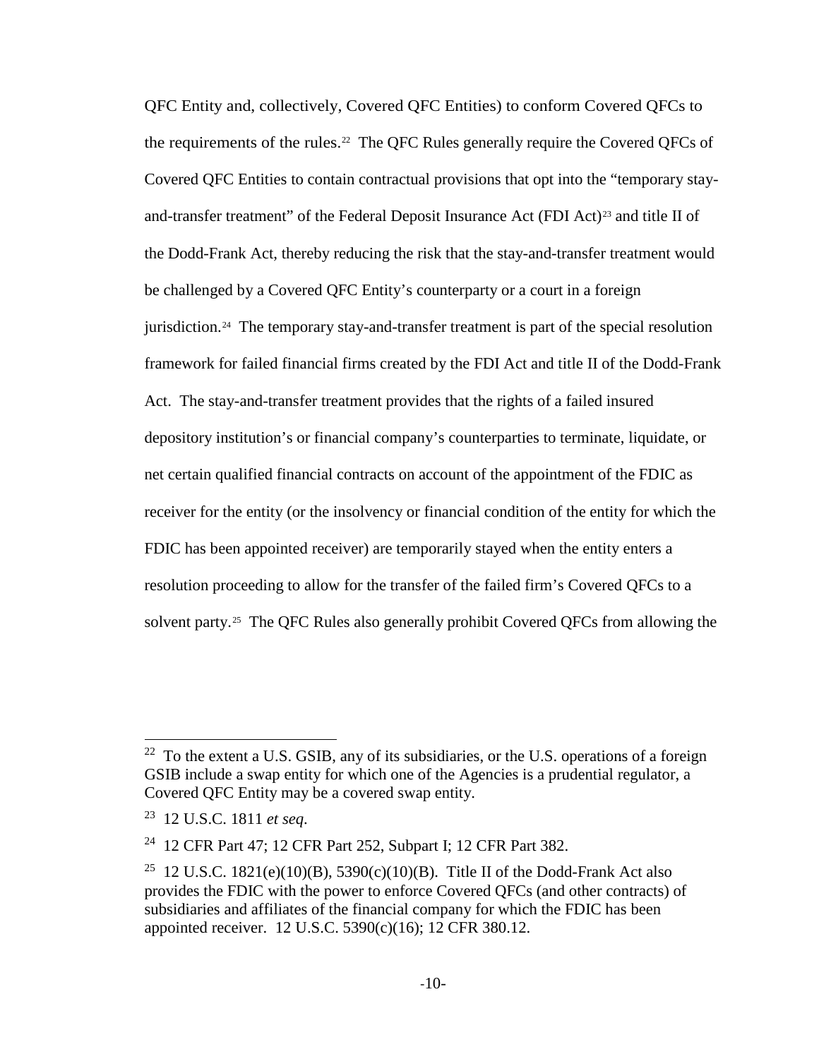QFC Entity and, collectively, Covered QFC Entities) to conform Covered QFCs to the requirements of the rules.[22] The QFC Rules generally require the Covered QFCs of Covered QFC Entities to contain contractual provisions that opt into the "temporary stay-and-transfer treatment" of the Federal Deposit Insurance Act (FDI Act)[23] and title II of the Dodd-Frank Act, thereby reducing the risk that the stay-and-transfer treatment would be challenged by a Covered QFC Entity's counterparty or a court in a foreign jurisdiction.[24] The temporary stay-and-transfer treatment is part of the special resolution framework for failed financial firms created by the FDI Act and title II of the Dodd-Frank Act. The stay-and-transfer treatment provides that the rights of a failed insured depository institution's or financial company's counterparties to terminate, liquidate, or net certain qualified financial contracts on account of the appointment of the FDIC as receiver for the entity (or the insolvency or financial condition of the entity for which the FDIC has been appointed receiver) are temporarily stayed when the entity enters a resolution proceeding to allow for the transfer of the failed firm's Covered QFCs to a solvent party.[25] The QFC Rules also generally prohibit Covered QFCs from allowing the

---

[22] To the extent a U.S. GSIB, any of its subsidiaries, or the U.S. operations of a foreign GSIB include a swap entity for which one of the Agencies is a prudential regulator, a Covered QFC Entity may be a covered swap entity.

[23] 12 U.S.C. 1811 *et seq*.

[24] 12 CFR Part 47; 12 CFR Part 252, Subpart I; 12 CFR Part 382.

[25] 12 U.S.C. 1821(e)(10)(B), 5390(c)(10)(B). Title II of the Dodd-Frank Act also provides the FDIC with the power to enforce Covered QFCs (and other contracts) of subsidiaries and affiliates of the financial company for which the FDIC has been appointed receiver. 12 U.S.C. 5390(c)(16); 12 CFR 380.12.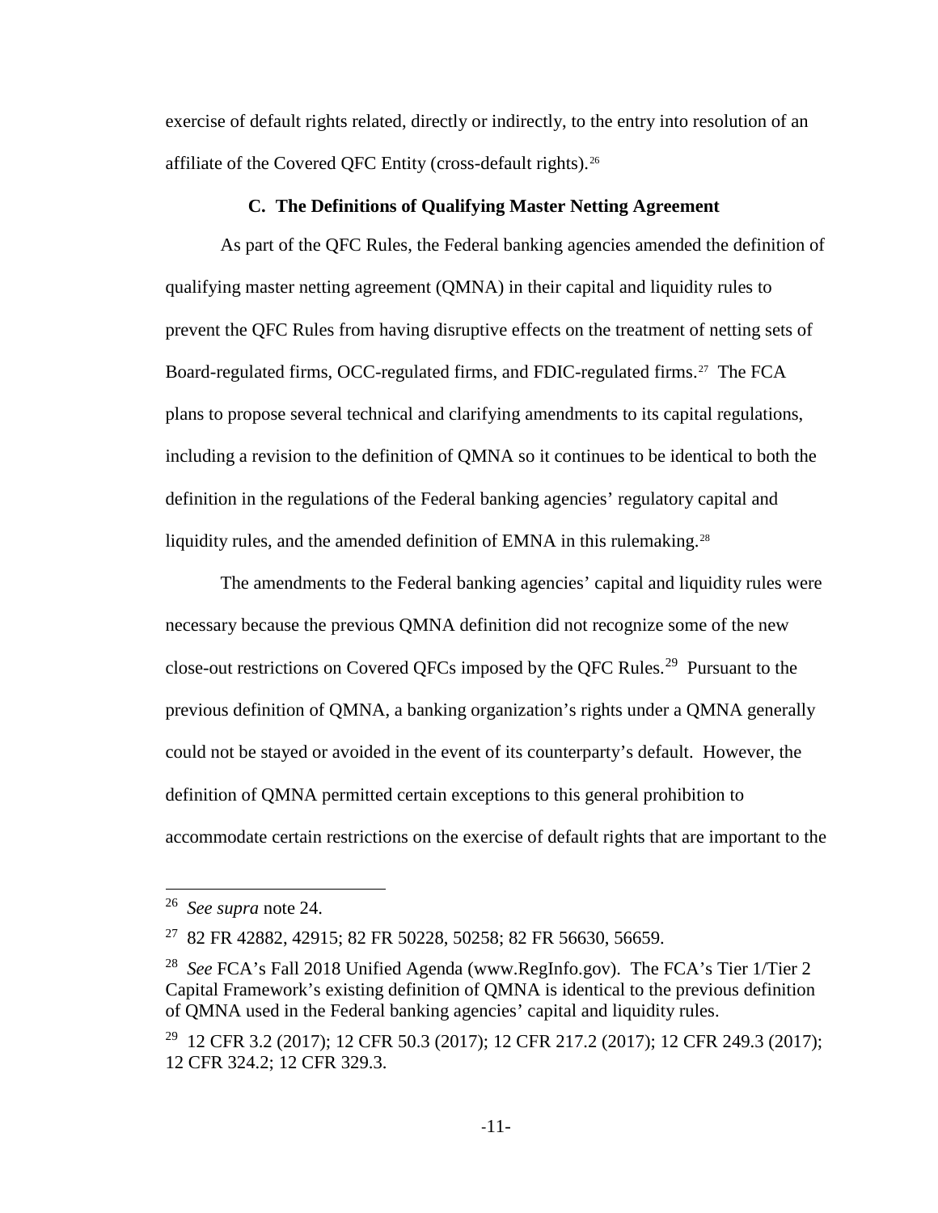exercise of default rights related, directly or indirectly, to the entry into resolution of an affiliate of the Covered QFC Entity (cross-default rights).[26]

### C. The Definitions of Qualifying Master Netting Agreement

As part of the QFC Rules, the Federal banking agencies amended the definition of qualifying master netting agreement (QMNA) in their capital and liquidity rules to prevent the QFC Rules from having disruptive effects on the treatment of netting sets of Board-regulated firms, OCC-regulated firms, and FDIC-regulated firms.[27] The FCA plans to propose several technical and clarifying amendments to its capital regulations, including a revision to the definition of QMNA so it continues to be identical to both the definition in the regulations of the Federal banking agencies' regulatory capital and liquidity rules, and the amended definition of EMNA in this rulemaking.[28]

The amendments to the Federal banking agencies' capital and liquidity rules were necessary because the previous QMNA definition did not recognize some of the new close-out restrictions on Covered QFCs imposed by the QFC Rules.[29] Pursuant to the previous definition of QMNA, a banking organization's rights under a QMNA generally could not be stayed or avoided in the event of its counterparty's default. However, the definition of QMNA permitted certain exceptions to this general prohibition to accommodate certain restrictions on the exercise of default rights that are important to the

---

[26] *See supra* note 24.

[27] 82 FR 42882, 42915; 82 FR 50228, 50258; 82 FR 56630, 56659.

[28] *See* FCA's Fall 2018 Unified Agenda (www.RegInfo.gov). The FCA's Tier 1/Tier 2 Capital Framework's existing definition of QMNA is identical to the previous definition of QMNA used in the Federal banking agencies' capital and liquidity rules.

[29] 12 CFR 3.2 (2017); 12 CFR 50.3 (2017); 12 CFR 217.2 (2017); 12 CFR 249.3 (2017); 12 CFR 324.2; 12 CFR 329.3.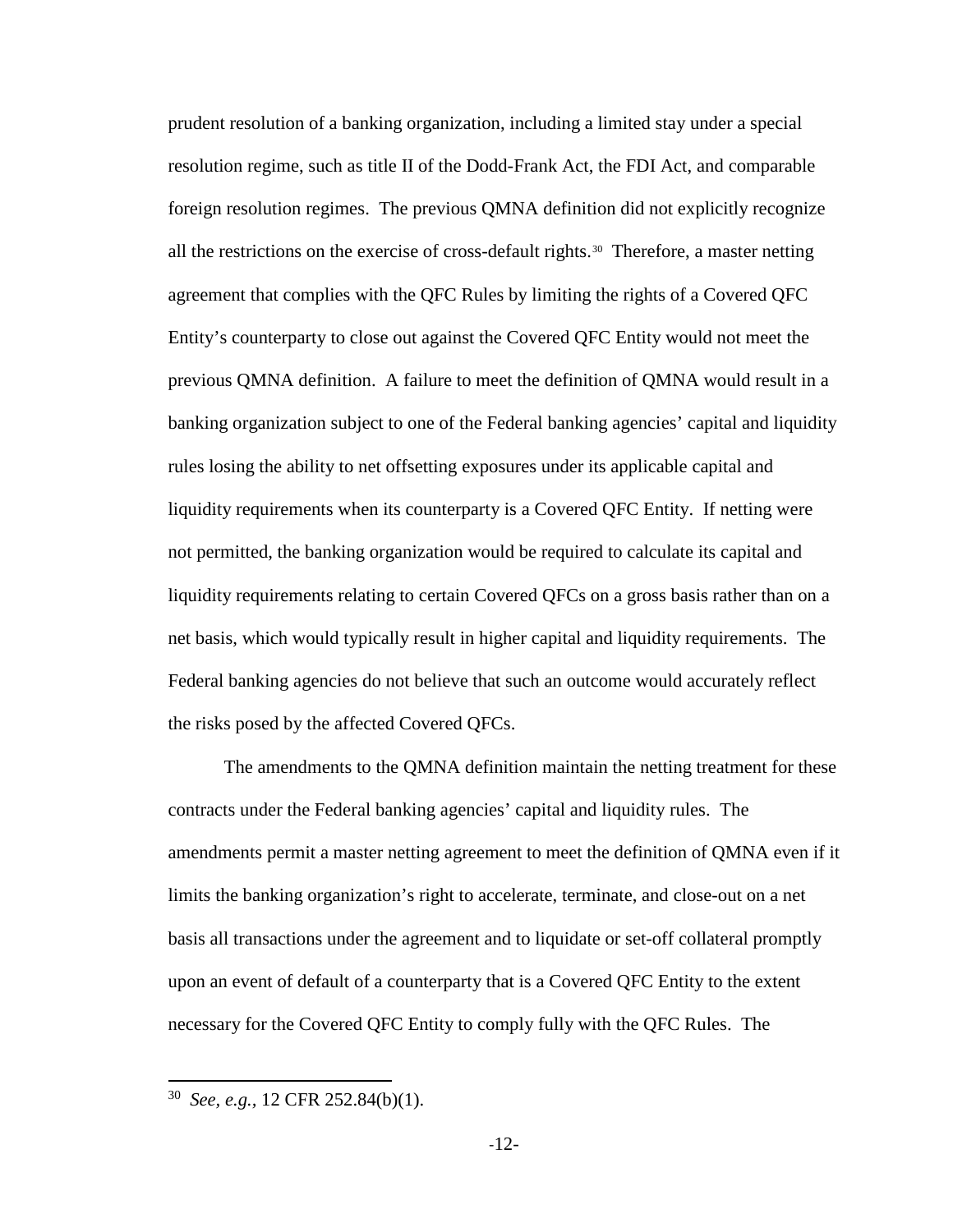prudent resolution of a banking organization, including a limited stay under a special resolution regime, such as title II of the Dodd-Frank Act, the FDI Act, and comparable foreign resolution regimes. The previous QMNA definition did not explicitly recognize all the restrictions on the exercise of cross-default rights.[30] Therefore, a master netting agreement that complies with the QFC Rules by limiting the rights of a Covered QFC Entity's counterparty to close out against the Covered QFC Entity would not meet the previous QMNA definition. A failure to meet the definition of QMNA would result in a banking organization subject to one of the Federal banking agencies' capital and liquidity rules losing the ability to net offsetting exposures under its applicable capital and liquidity requirements when its counterparty is a Covered QFC Entity. If netting were not permitted, the banking organization would be required to calculate its capital and liquidity requirements relating to certain Covered QFCs on a gross basis rather than on a net basis, which would typically result in higher capital and liquidity requirements. The Federal banking agencies do not believe that such an outcome would accurately reflect the risks posed by the affected Covered QFCs.

The amendments to the QMNA definition maintain the netting treatment for these contracts under the Federal banking agencies' capital and liquidity rules. The amendments permit a master netting agreement to meet the definition of QMNA even if it limits the banking organization's right to accelerate, terminate, and close-out on a net basis all transactions under the agreement and to liquidate or set-off collateral promptly upon an event of default of a counterparty that is a Covered QFC Entity to the extent necessary for the Covered QFC Entity to comply fully with the QFC Rules. The

[30] *See, e.g.*, 12 CFR 252.84(b)(1).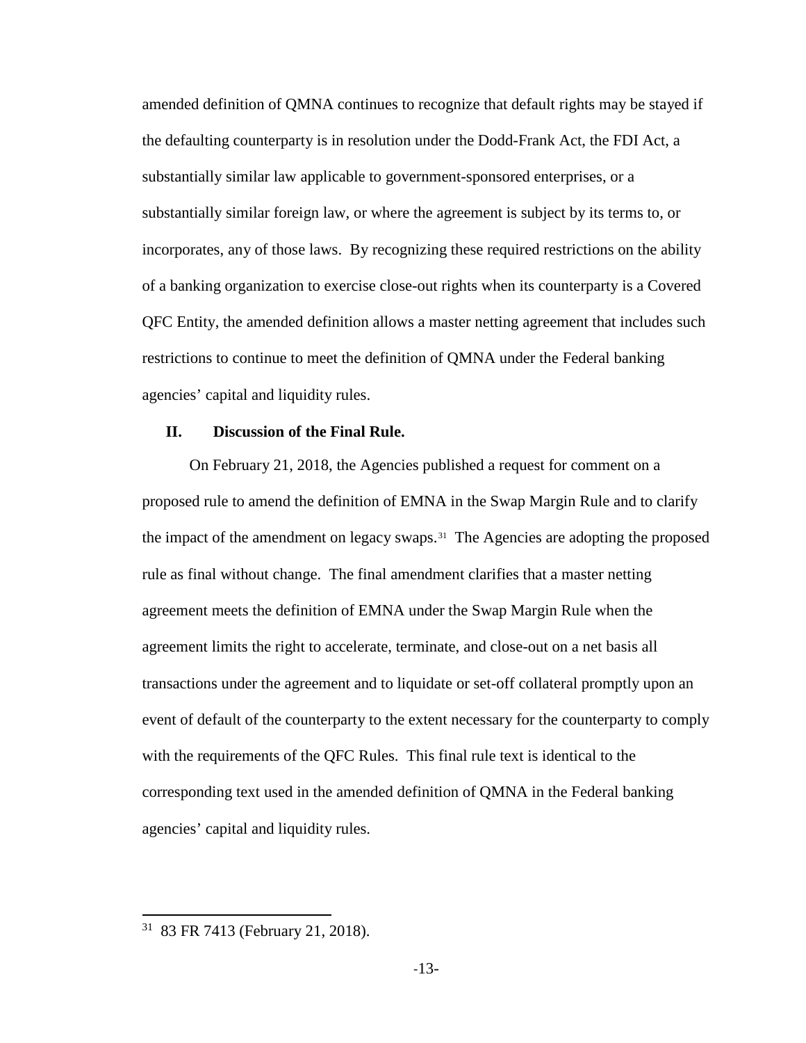amended definition of QMNA continues to recognize that default rights may be stayed if the defaulting counterparty is in resolution under the Dodd-Frank Act, the FDI Act, a substantially similar law applicable to government-sponsored enterprises, or a substantially similar foreign law, or where the agreement is subject by its terms to, or incorporates, any of those laws. By recognizing these required restrictions on the ability of a banking organization to exercise close-out rights when its counterparty is a Covered QFC Entity, the amended definition allows a master netting agreement that includes such restrictions to continue to meet the definition of QMNA under the Federal banking agencies' capital and liquidity rules.

## II. Discussion of the Final Rule.

On February 21, 2018, the Agencies published a request for comment on a proposed rule to amend the definition of EMNA in the Swap Margin Rule and to clarify the impact of the amendment on legacy swaps.[31] The Agencies are adopting the proposed rule as final without change. The final amendment clarifies that a master netting agreement meets the definition of EMNA under the Swap Margin Rule when the agreement limits the right to accelerate, terminate, and close-out on a net basis all transactions under the agreement and to liquidate or set-off collateral promptly upon an event of default of the counterparty to the extent necessary for the counterparty to comply with the requirements of the QFC Rules. This final rule text is identical to the corresponding text used in the amended definition of QMNA in the Federal banking agencies' capital and liquidity rules.

---

[31] 83 FR 7413 (February 21, 2018).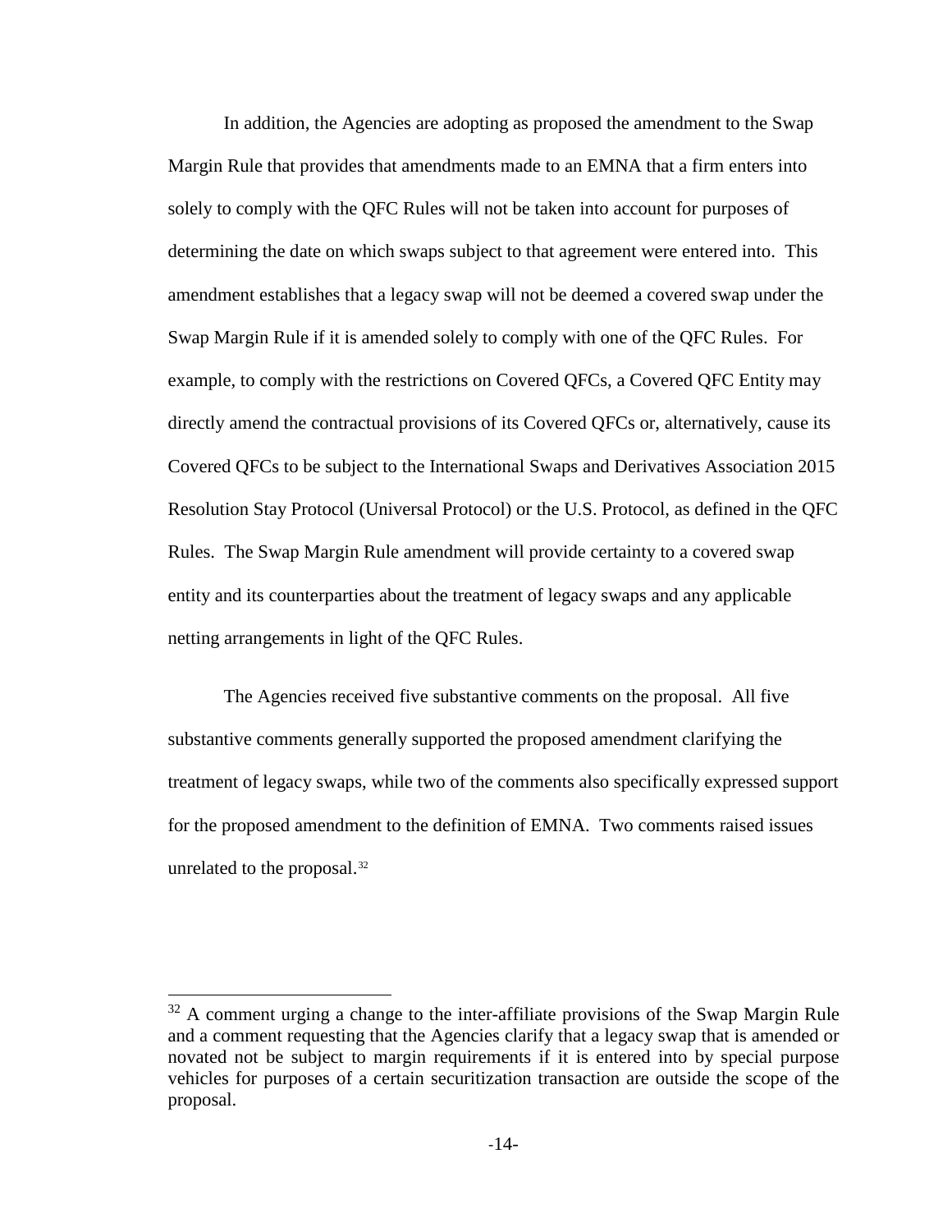In addition, the Agencies are adopting as proposed the amendment to the Swap Margin Rule that provides that amendments made to an EMNA that a firm enters into solely to comply with the QFC Rules will not be taken into account for purposes of determining the date on which swaps subject to that agreement were entered into. This amendment establishes that a legacy swap will not be deemed a covered swap under the Swap Margin Rule if it is amended solely to comply with one of the QFC Rules. For example, to comply with the restrictions on Covered QFCs, a Covered QFC Entity may directly amend the contractual provisions of its Covered QFCs or, alternatively, cause its Covered QFCs to be subject to the International Swaps and Derivatives Association 2015 Resolution Stay Protocol (Universal Protocol) or the U.S. Protocol, as defined in the QFC Rules. The Swap Margin Rule amendment will provide certainty to a covered swap entity and its counterparties about the treatment of legacy swaps and any applicable netting arrangements in light of the QFC Rules.

The Agencies received five substantive comments on the proposal. All five substantive comments generally supported the proposed amendment clarifying the treatment of legacy swaps, while two of the comments also specifically expressed support for the proposed amendment to the definition of EMNA. Two comments raised issues unrelated to the proposal.[32]

[32] A comment urging a change to the inter-affiliate provisions of the Swap Margin Rule and a comment requesting that the Agencies clarify that a legacy swap that is amended or novated not be subject to margin requirements if it is entered into by special purpose vehicles for purposes of a certain securitization transaction are outside the scope of the proposal.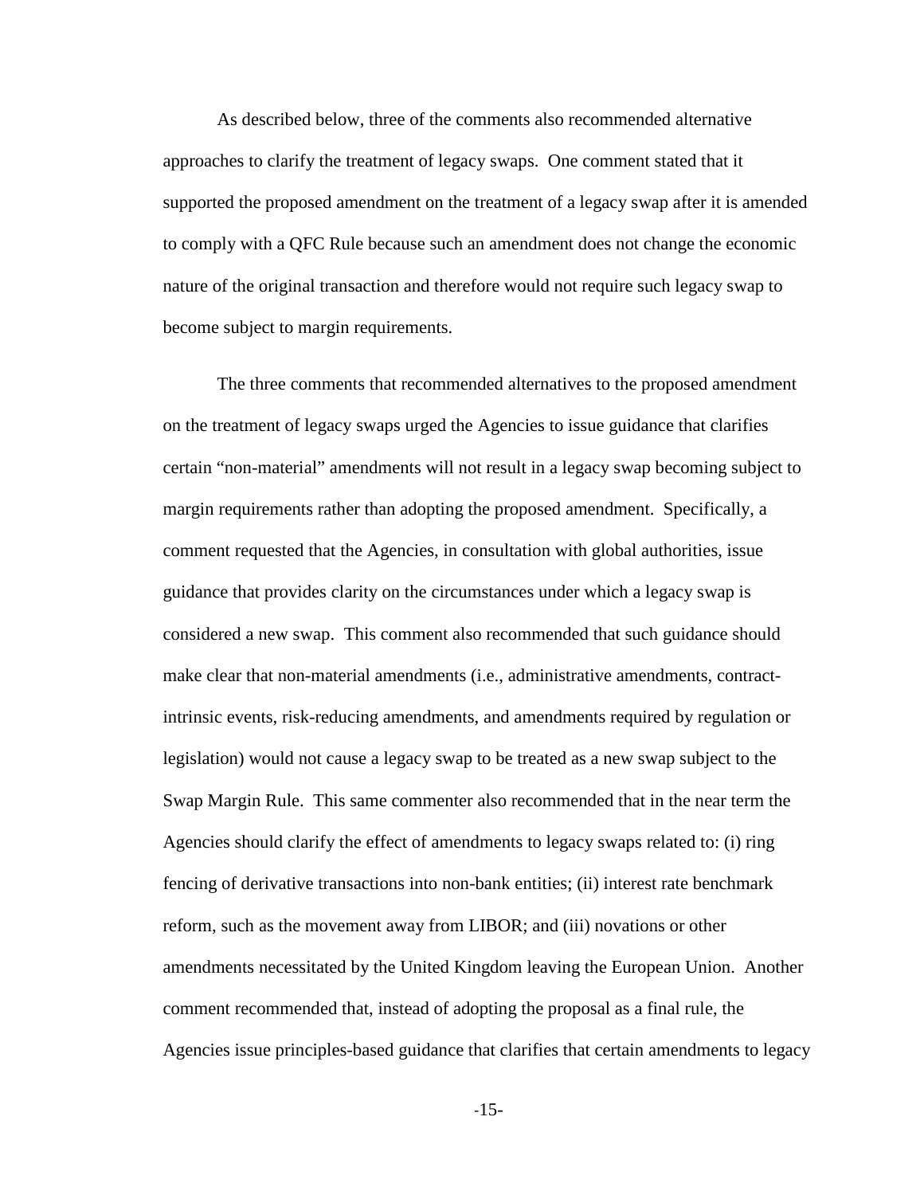As described below, three of the comments also recommended alternative approaches to clarify the treatment of legacy swaps. One comment stated that it supported the proposed amendment on the treatment of a legacy swap after it is amended to comply with a QFC Rule because such an amendment does not change the economic nature of the original transaction and therefore would not require such legacy swap to become subject to margin requirements.

The three comments that recommended alternatives to the proposed amendment on the treatment of legacy swaps urged the Agencies to issue guidance that clarifies certain "non-material" amendments will not result in a legacy swap becoming subject to margin requirements rather than adopting the proposed amendment. Specifically, a comment requested that the Agencies, in consultation with global authorities, issue guidance that provides clarity on the circumstances under which a legacy swap is considered a new swap. This comment also recommended that such guidance should make clear that non-material amendments (i.e., administrative amendments, contract-intrinsic events, risk-reducing amendments, and amendments required by regulation or legislation) would not cause a legacy swap to be treated as a new swap subject to the Swap Margin Rule. This same commenter also recommended that in the near term the Agencies should clarify the effect of amendments to legacy swaps related to: (i) ring fencing of derivative transactions into non-bank entities; (ii) interest rate benchmark reform, such as the movement away from LIBOR; and (iii) novations or other amendments necessitated by the United Kingdom leaving the European Union. Another comment recommended that, instead of adopting the proposal as a final rule, the Agencies issue principles-based guidance that clarifies that certain amendments to legacy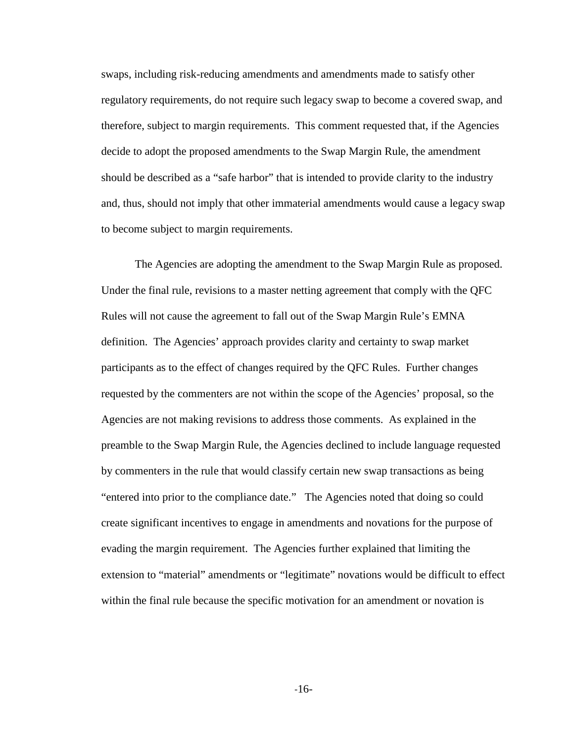swaps, including risk-reducing amendments and amendments made to satisfy other regulatory requirements, do not require such legacy swap to become a covered swap, and therefore, subject to margin requirements. This comment requested that, if the Agencies decide to adopt the proposed amendments to the Swap Margin Rule, the amendment should be described as a "safe harbor" that is intended to provide clarity to the industry and, thus, should not imply that other immaterial amendments would cause a legacy swap to become subject to margin requirements.

The Agencies are adopting the amendment to the Swap Margin Rule as proposed. Under the final rule, revisions to a master netting agreement that comply with the QFC Rules will not cause the agreement to fall out of the Swap Margin Rule's EMNA definition. The Agencies' approach provides clarity and certainty to swap market participants as to the effect of changes required by the QFC Rules. Further changes requested by the commenters are not within the scope of the Agencies' proposal, so the Agencies are not making revisions to address those comments. As explained in the preamble to the Swap Margin Rule, the Agencies declined to include language requested by commenters in the rule that would classify certain new swap transactions as being "entered into prior to the compliance date." The Agencies noted that doing so could create significant incentives to engage in amendments and novations for the purpose of evading the margin requirement. The Agencies further explained that limiting the extension to "material" amendments or "legitimate" novations would be difficult to effect within the final rule because the specific motivation for an amendment or novation is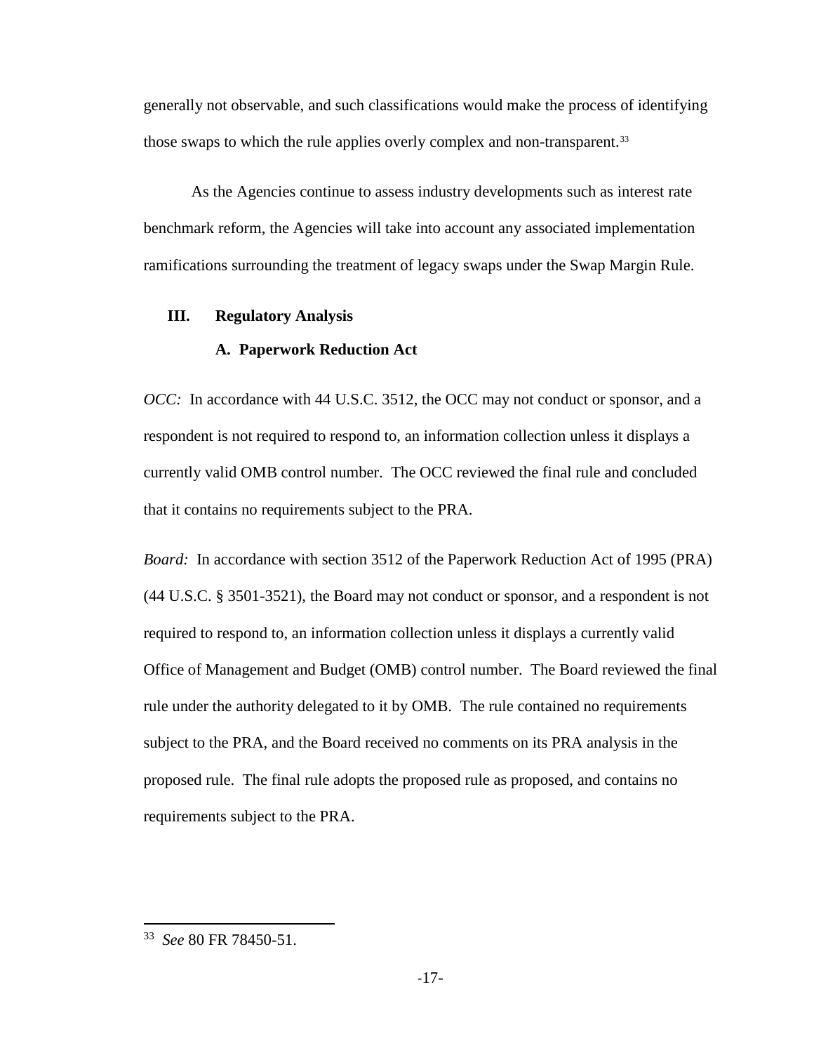generally not observable, and such classifications would make the process of identifying those swaps to which the rule applies overly complex and non-transparent.[33]

As the Agencies continue to assess industry developments such as interest rate benchmark reform, the Agencies will take into account any associated implementation ramifications surrounding the treatment of legacy swaps under the Swap Margin Rule.

## III. Regulatory Analysis

### A. Paperwork Reduction Act

*OCC:* In accordance with 44 U.S.C. 3512, the OCC may not conduct or sponsor, and a respondent is not required to respond to, an information collection unless it displays a currently valid OMB control number. The OCC reviewed the final rule and concluded that it contains no requirements subject to the PRA.

*Board:* In accordance with section 3512 of the Paperwork Reduction Act of 1995 (PRA) (44 U.S.C. § 3501-3521), the Board may not conduct or sponsor, and a respondent is not required to respond to, an information collection unless it displays a currently valid Office of Management and Budget (OMB) control number. The Board reviewed the final rule under the authority delegated to it by OMB. The rule contained no requirements subject to the PRA, and the Board received no comments on its PRA analysis in the proposed rule. The final rule adopts the proposed rule as proposed, and contains no requirements subject to the PRA.

---

[33] *See* 80 FR 78450-51.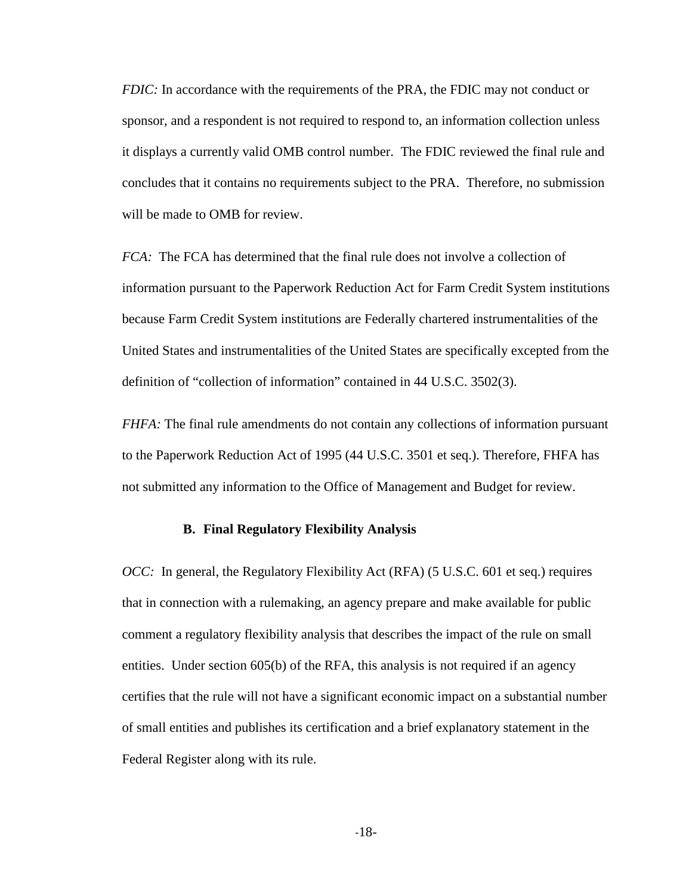*FDIC:* In accordance with the requirements of the PRA, the FDIC may not conduct or sponsor, and a respondent is not required to respond to, an information collection unless it displays a currently valid OMB control number. The FDIC reviewed the final rule and concludes that it contains no requirements subject to the PRA. Therefore, no submission will be made to OMB for review.

*FCA:* The FCA has determined that the final rule does not involve a collection of information pursuant to the Paperwork Reduction Act for Farm Credit System institutions because Farm Credit System institutions are Federally chartered instrumentalities of the United States and instrumentalities of the United States are specifically excepted from the definition of "collection of information" contained in 44 U.S.C. 3502(3).

*FHFA:* The final rule amendments do not contain any collections of information pursuant to the Paperwork Reduction Act of 1995 (44 U.S.C. 3501 et seq.). Therefore, FHFA has not submitted any information to the Office of Management and Budget for review.

### B. Final Regulatory Flexibility Analysis

*OCC:* In general, the Regulatory Flexibility Act (RFA) (5 U.S.C. 601 et seq.) requires that in connection with a rulemaking, an agency prepare and make available for public comment a regulatory flexibility analysis that describes the impact of the rule on small entities. Under section 605(b) of the RFA, this analysis is not required if an agency certifies that the rule will not have a significant economic impact on a substantial number of small entities and publishes its certification and a brief explanatory statement in the Federal Register along with its rule.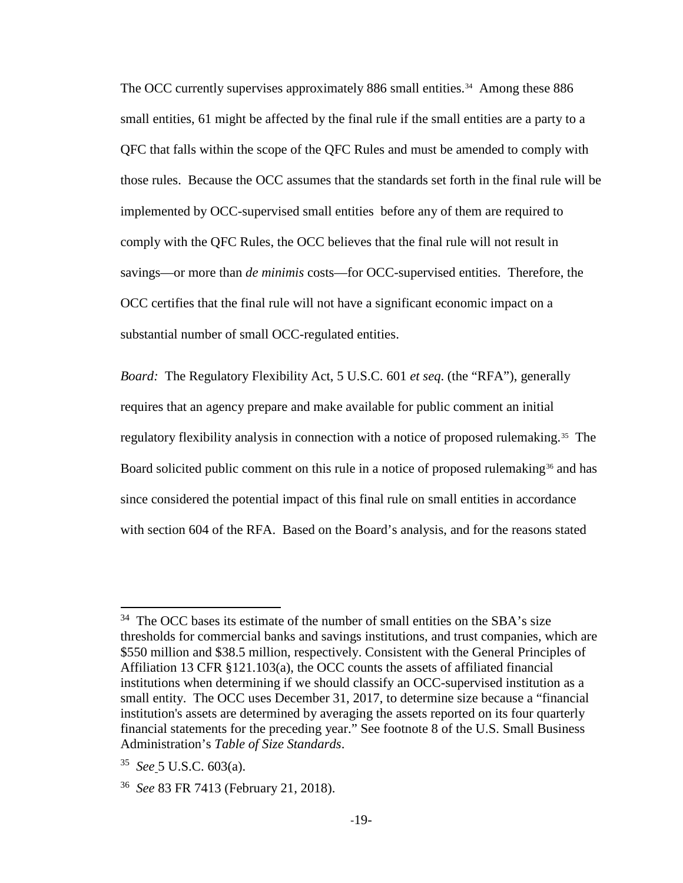The OCC currently supervises approximately 886 small entities.[34] Among these 886 small entities, 61 might be affected by the final rule if the small entities are a party to a QFC that falls within the scope of the QFC Rules and must be amended to comply with those rules. Because the OCC assumes that the standards set forth in the final rule will be implemented by OCC-supervised small entities before any of them are required to comply with the QFC Rules, the OCC believes that the final rule will not result in savings—or more than *de minimis* costs—for OCC-supervised entities. Therefore, the OCC certifies that the final rule will not have a significant economic impact on a substantial number of small OCC-regulated entities.

*Board:* The Regulatory Flexibility Act, 5 U.S.C. 601 *et seq*. (the "RFA"), generally requires that an agency prepare and make available for public comment an initial regulatory flexibility analysis in connection with a notice of proposed rulemaking.[35] The Board solicited public comment on this rule in a notice of proposed rulemaking[36] and has since considered the potential impact of this final rule on small entities in accordance with section 604 of the RFA. Based on the Board's analysis, and for the reasons stated

---

[34] The OCC bases its estimate of the number of small entities on the SBA's size thresholds for commercial banks and savings institutions, and trust companies, which are $550 million and $38.5 million, respectively. Consistent with the General Principles of Affiliation 13 CFR §121.103(a), the OCC counts the assets of affiliated financial institutions when determining if we should classify an OCC-supervised institution as a small entity. The OCC uses December 31, 2017, to determine size because a "financial institution's assets are determined by averaging the assets reported on its four quarterly financial statements for the preceding year." See footnote 8 of the U.S. Small Business Administration's *Table of Size Standards*.

[35] *See* 5 U.S.C. 603(a).

[36] *See* 83 FR 7413 (February 21, 2018).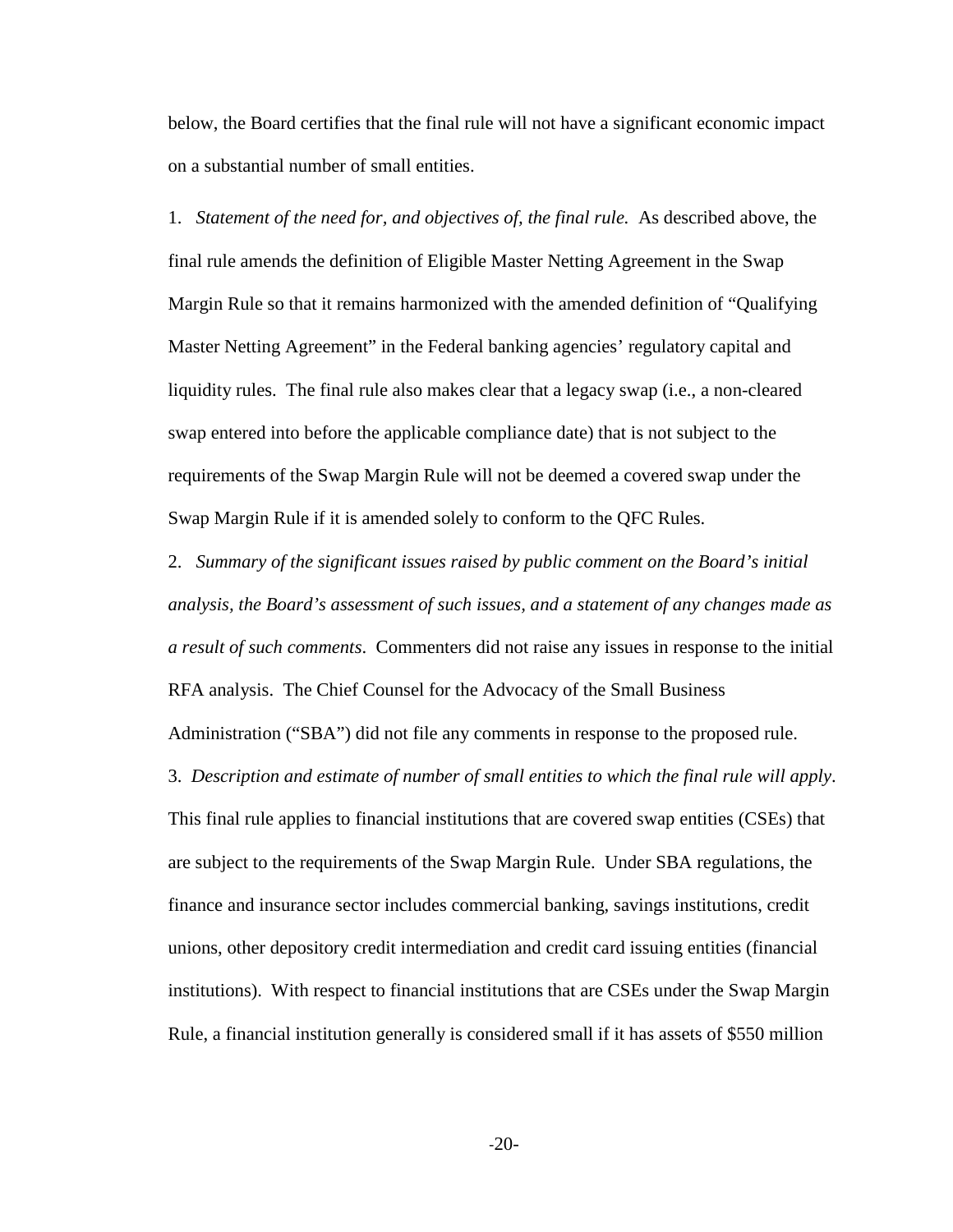below, the Board certifies that the final rule will not have a significant economic impact on a substantial number of small entities.

1. *Statement of the need for, and objectives of, the final rule.* As described above, the final rule amends the definition of Eligible Master Netting Agreement in the Swap Margin Rule so that it remains harmonized with the amended definition of "Qualifying Master Netting Agreement" in the Federal banking agencies' regulatory capital and liquidity rules. The final rule also makes clear that a legacy swap (i.e., a non-cleared swap entered into before the applicable compliance date) that is not subject to the requirements of the Swap Margin Rule will not be deemed a covered swap under the Swap Margin Rule if it is amended solely to conform to the QFC Rules.

2. *Summary of the significant issues raised by public comment on the Board's initial analysis, the Board's assessment of such issues, and a statement of any changes made as a result of such comments*. Commenters did not raise any issues in response to the initial RFA analysis. The Chief Counsel for the Advocacy of the Small Business Administration ("SBA") did not file any comments in response to the proposed rule.

3. *Description and estimate of number of small entities to which the final rule will apply*. This final rule applies to financial institutions that are covered swap entities (CSEs) that are subject to the requirements of the Swap Margin Rule. Under SBA regulations, the finance and insurance sector includes commercial banking, savings institutions, credit unions, other depository credit intermediation and credit card issuing entities (financial institutions). With respect to financial institutions that are CSEs under the Swap Margin Rule, a financial institution generally is considered small if it has assets of $550 million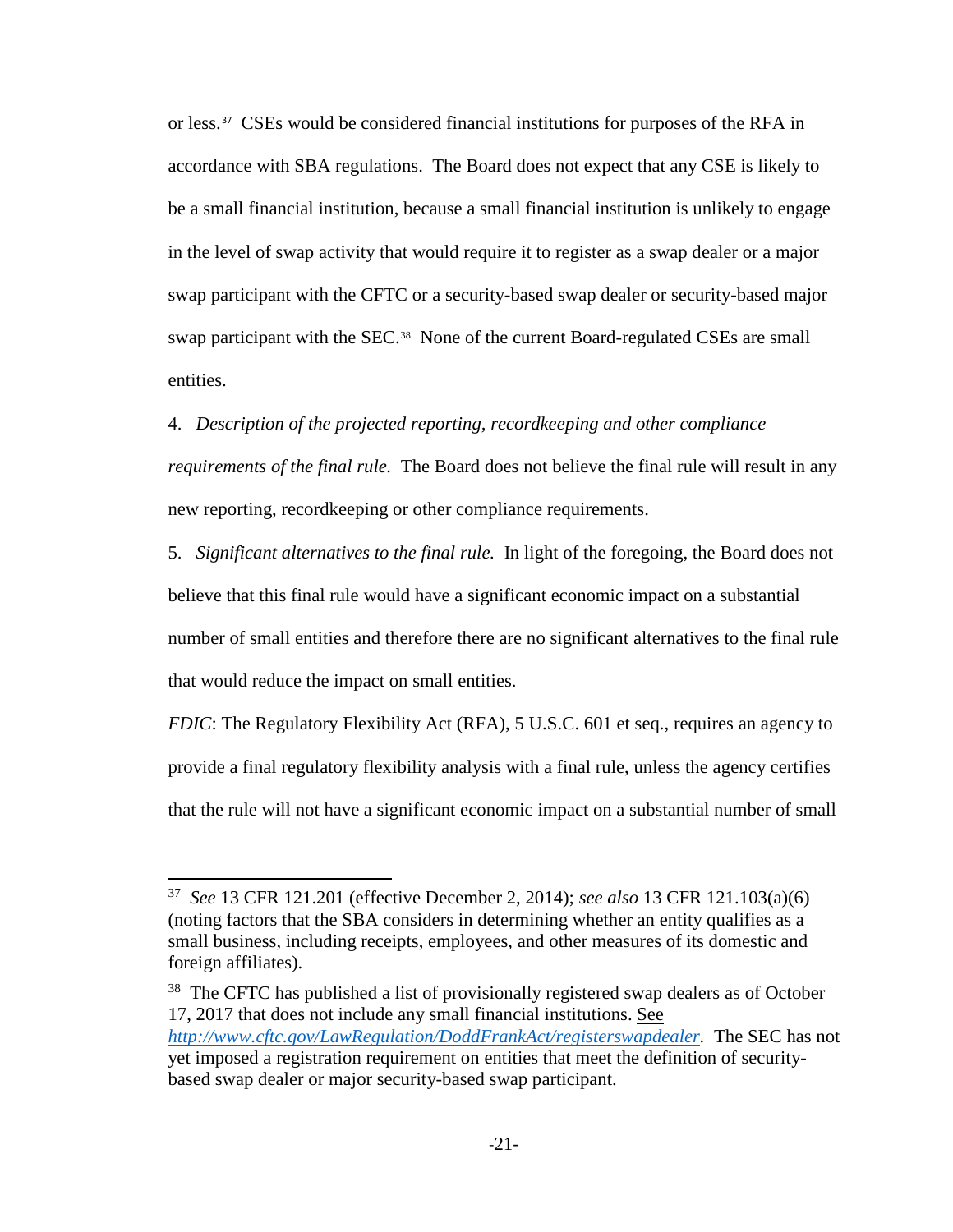or less.[37] CSEs would be considered financial institutions for purposes of the RFA in accordance with SBA regulations. The Board does not expect that any CSE is likely to be a small financial institution, because a small financial institution is unlikely to engage in the level of swap activity that would require it to register as a swap dealer or a major swap participant with the CFTC or a security-based swap dealer or security-based major swap participant with the SEC.[38] None of the current Board-regulated CSEs are small entities.

4. *Description of the projected reporting, recordkeeping and other compliance requirements of the final rule.* The Board does not believe the final rule will result in any new reporting, recordkeeping or other compliance requirements.

5. *Significant alternatives to the final rule.* In light of the foregoing, the Board does not believe that this final rule would have a significant economic impact on a substantial number of small entities and therefore there are no significant alternatives to the final rule that would reduce the impact on small entities.

*FDIC*: The Regulatory Flexibility Act (RFA), 5 U.S.C. 601 et seq., requires an agency to provide a final regulatory flexibility analysis with a final rule, unless the agency certifies that the rule will not have a significant economic impact on a substantial number of small

---

[37] *See* 13 CFR 121.201 (effective December 2, 2014); *see also* 13 CFR 121.103(a)(6) (noting factors that the SBA considers in determining whether an entity qualifies as a small business, including receipts, employees, and other measures of its domestic and foreign affiliates).

[38] The CFTC has published a list of provisionally registered swap dealers as of October 17, 2017 that does not include any small financial institutions. See *http://www.cftc.gov/LawRegulation/DoddFrankAct/registerswapdealer*. The SEC has not yet imposed a registration requirement on entities that meet the definition of security-based swap dealer or major security-based swap participant.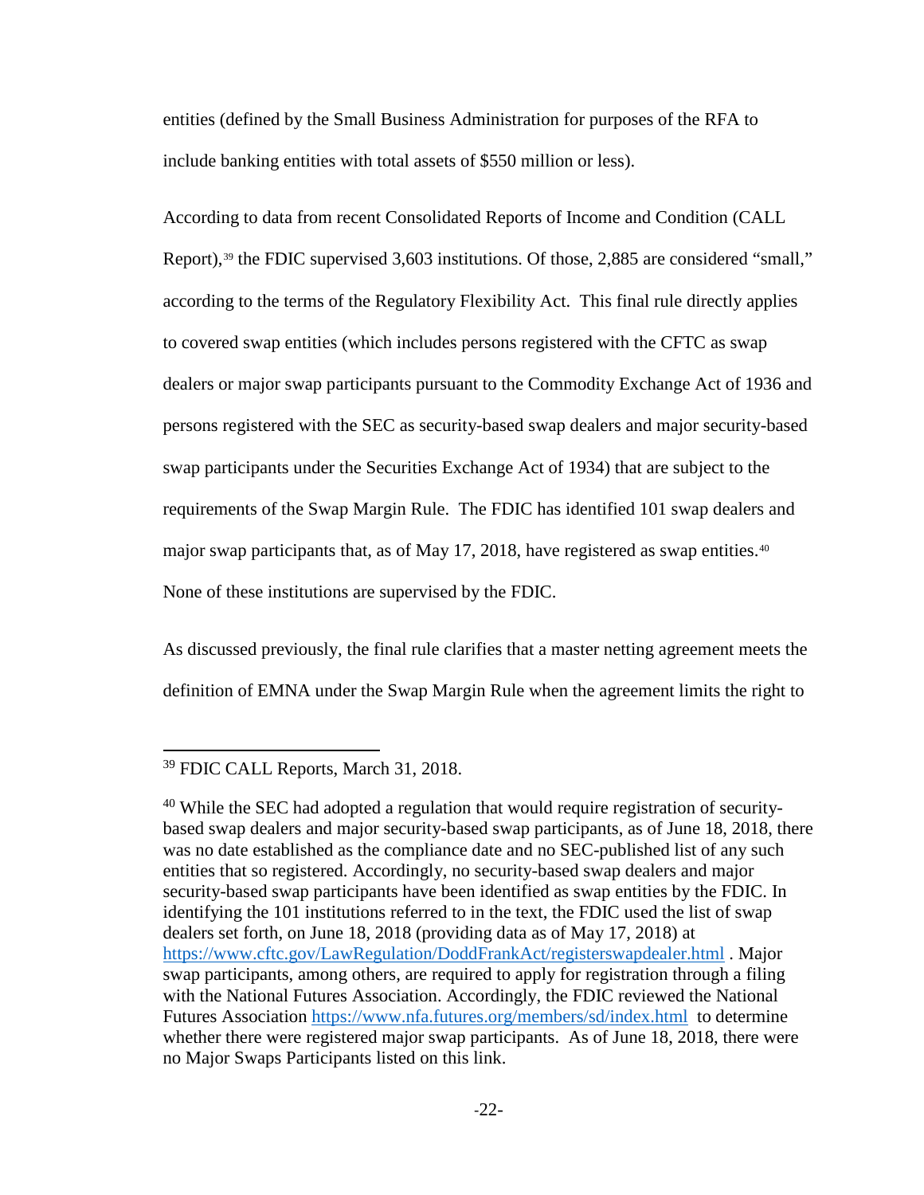entities (defined by the Small Business Administration for purposes of the RFA to include banking entities with total assets of $550 million or less).

According to data from recent Consolidated Reports of Income and Condition (CALL Report),[39] the FDIC supervised 3,603 institutions. Of those, 2,885 are considered "small," according to the terms of the Regulatory Flexibility Act. This final rule directly applies to covered swap entities (which includes persons registered with the CFTC as swap dealers or major swap participants pursuant to the Commodity Exchange Act of 1936 and persons registered with the SEC as security-based swap dealers and major security-based swap participants under the Securities Exchange Act of 1934) that are subject to the requirements of the Swap Margin Rule. The FDIC has identified 101 swap dealers and major swap participants that, as of May 17, 2018, have registered as swap entities.[40] None of these institutions are supervised by the FDIC.

As discussed previously, the final rule clarifies that a master netting agreement meets the definition of EMNA under the Swap Margin Rule when the agreement limits the right to

---

[39] FDIC CALL Reports, March 31, 2018.

[40] While the SEC had adopted a regulation that would require registration of security-based swap dealers and major security-based swap participants, as of June 18, 2018, there was no date established as the compliance date and no SEC-published list of any such entities that so registered. Accordingly, no security-based swap dealers and major security-based swap participants have been identified as swap entities by the FDIC. In identifying the 101 institutions referred to in the text, the FDIC used the list of swap dealers set forth, on June 18, 2018 (providing data as of May 17, 2018) at https://www.cftc.gov/LawRegulation/DoddFrankAct/registerswapdealer.html . Major swap participants, among others, are required to apply for registration through a filing with the National Futures Association. Accordingly, the FDIC reviewed the National Futures Association https://www.nfa.futures.org/members/sd/index.html to determine whether there were registered major swap participants. As of June 18, 2018, there were no Major Swaps Participants listed on this link.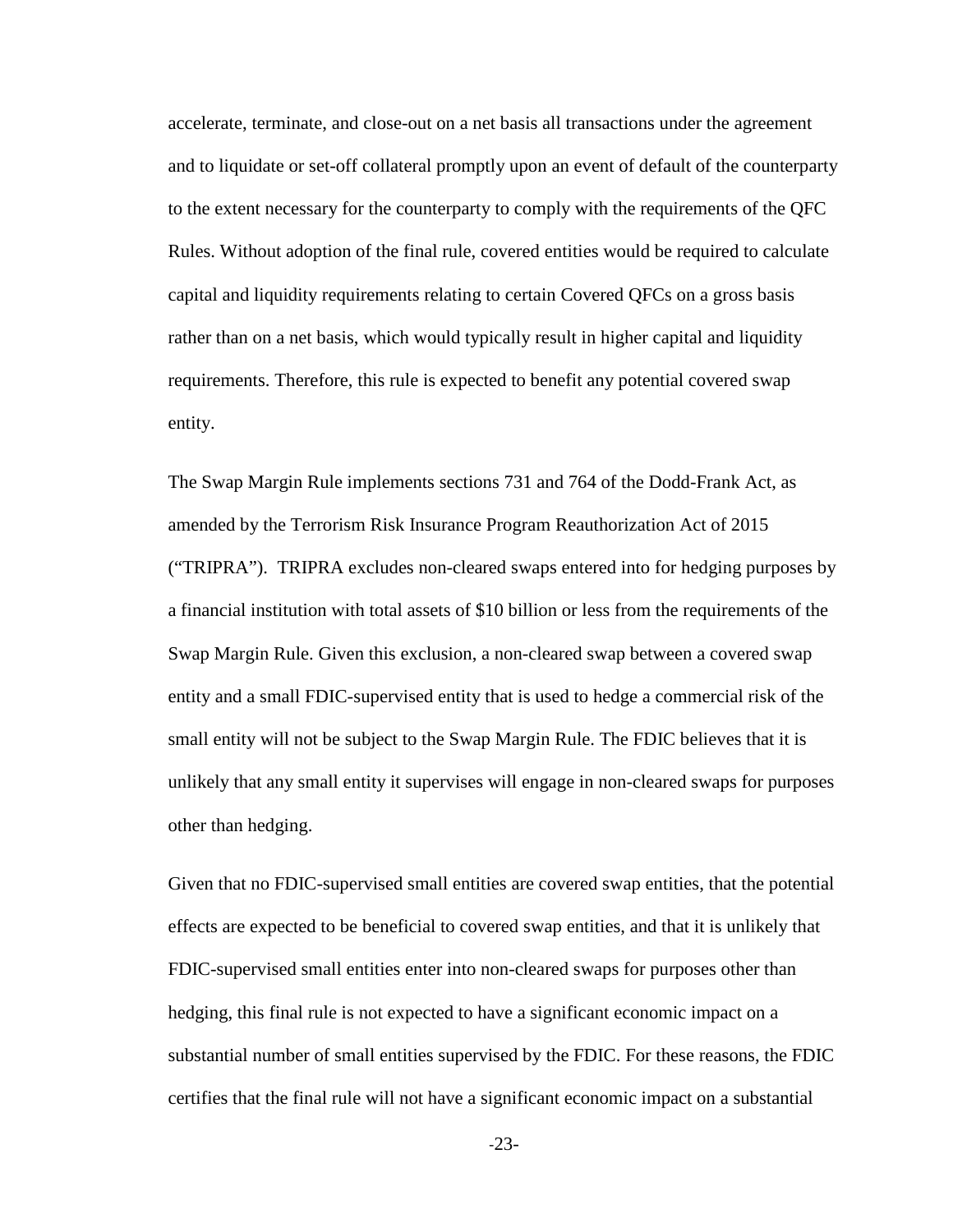accelerate, terminate, and close-out on a net basis all transactions under the agreement and to liquidate or set-off collateral promptly upon an event of default of the counterparty to the extent necessary for the counterparty to comply with the requirements of the QFC Rules. Without adoption of the final rule, covered entities would be required to calculate capital and liquidity requirements relating to certain Covered QFCs on a gross basis rather than on a net basis, which would typically result in higher capital and liquidity requirements. Therefore, this rule is expected to benefit any potential covered swap entity.

The Swap Margin Rule implements sections 731 and 764 of the Dodd-Frank Act, as amended by the Terrorism Risk Insurance Program Reauthorization Act of 2015 ("TRIPRA"). TRIPRA excludes non-cleared swaps entered into for hedging purposes by a financial institution with total assets of $10 billion or less from the requirements of the Swap Margin Rule. Given this exclusion, a non-cleared swap between a covered swap entity and a small FDIC-supervised entity that is used to hedge a commercial risk of the small entity will not be subject to the Swap Margin Rule. The FDIC believes that it is unlikely that any small entity it supervises will engage in non-cleared swaps for purposes other than hedging.

Given that no FDIC-supervised small entities are covered swap entities, that the potential effects are expected to be beneficial to covered swap entities, and that it is unlikely that FDIC-supervised small entities enter into non-cleared swaps for purposes other than hedging, this final rule is not expected to have a significant economic impact on a substantial number of small entities supervised by the FDIC. For these reasons, the FDIC certifies that the final rule will not have a significant economic impact on a substantial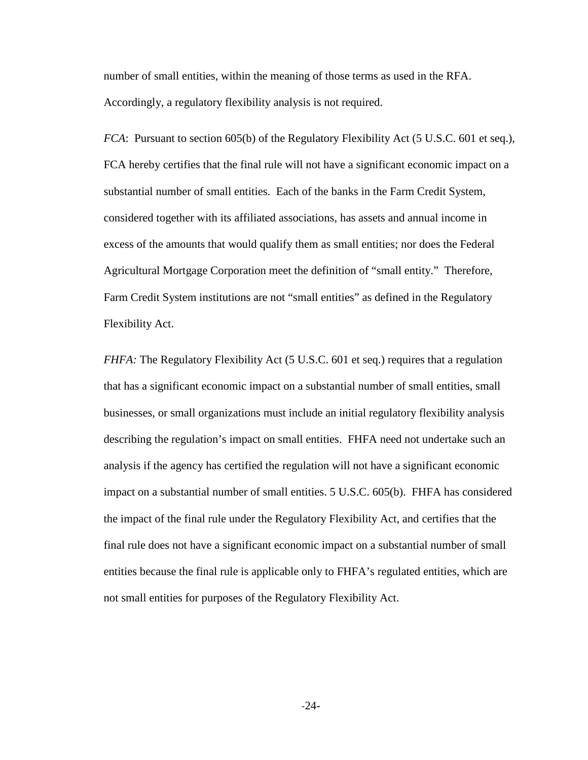number of small entities, within the meaning of those terms as used in the RFA. Accordingly, a regulatory flexibility analysis is not required.

*FCA*: Pursuant to section 605(b) of the Regulatory Flexibility Act (5 U.S.C. 601 et seq.), FCA hereby certifies that the final rule will not have a significant economic impact on a substantial number of small entities. Each of the banks in the Farm Credit System, considered together with its affiliated associations, has assets and annual income in excess of the amounts that would qualify them as small entities; nor does the Federal Agricultural Mortgage Corporation meet the definition of "small entity." Therefore, Farm Credit System institutions are not "small entities" as defined in the Regulatory Flexibility Act.

*FHFA:* The Regulatory Flexibility Act (5 U.S.C. 601 et seq.) requires that a regulation that has a significant economic impact on a substantial number of small entities, small businesses, or small organizations must include an initial regulatory flexibility analysis describing the regulation's impact on small entities. FHFA need not undertake such an analysis if the agency has certified the regulation will not have a significant economic impact on a substantial number of small entities. 5 U.S.C. 605(b). FHFA has considered the impact of the final rule under the Regulatory Flexibility Act, and certifies that the final rule does not have a significant economic impact on a substantial number of small entities because the final rule is applicable only to FHFA's regulated entities, which are not small entities for purposes of the Regulatory Flexibility Act.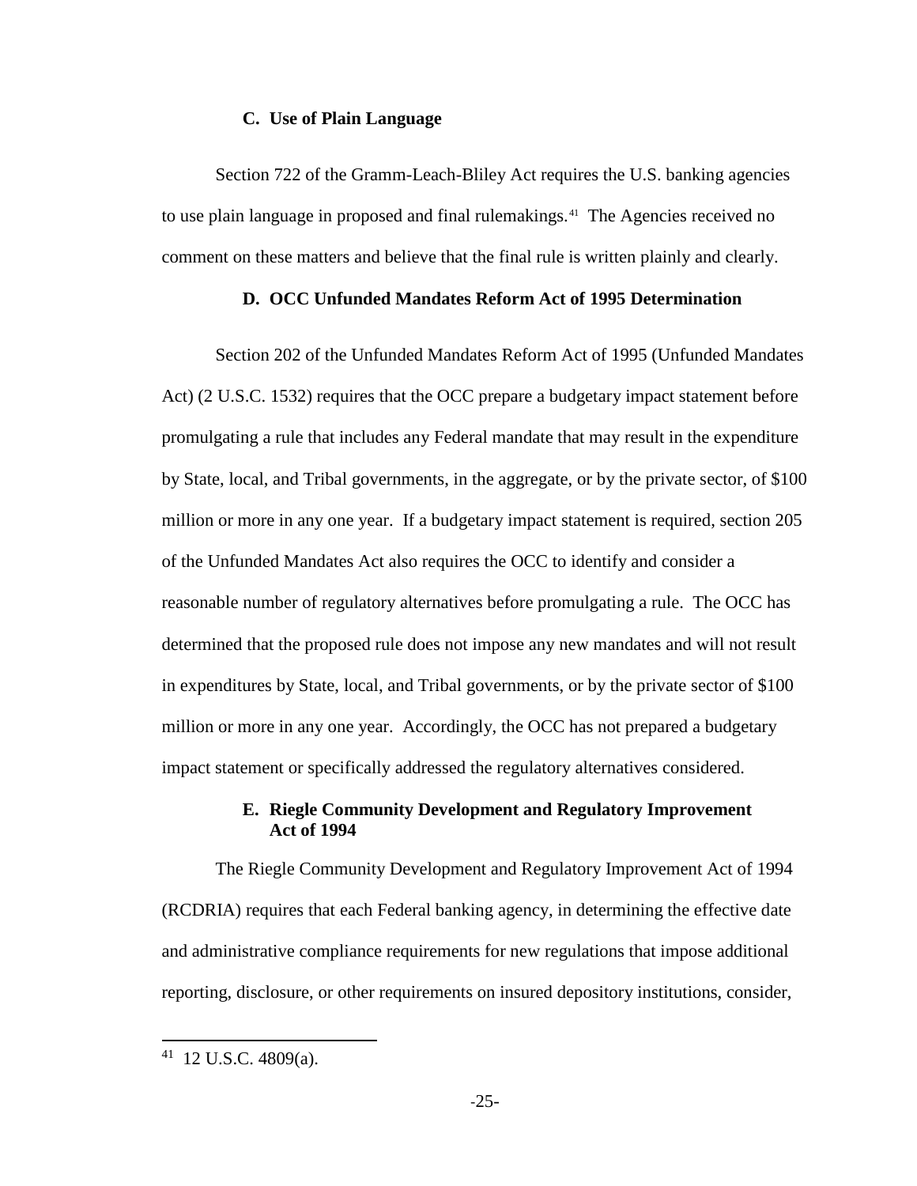### C. Use of Plain Language

Section 722 of the Gramm-Leach-Bliley Act requires the U.S. banking agencies to use plain language in proposed and final rulemakings.[41] The Agencies received no comment on these matters and believe that the final rule is written plainly and clearly.

### D. OCC Unfunded Mandates Reform Act of 1995 Determination

Section 202 of the Unfunded Mandates Reform Act of 1995 (Unfunded Mandates Act) (2 U.S.C. 1532) requires that the OCC prepare a budgetary impact statement before promulgating a rule that includes any Federal mandate that may result in the expenditure by State, local, and Tribal governments, in the aggregate, or by the private sector, of $100 million or more in any one year. If a budgetary impact statement is required, section 205 of the Unfunded Mandates Act also requires the OCC to identify and consider a reasonable number of regulatory alternatives before promulgating a rule. The OCC has determined that the proposed rule does not impose any new mandates and will not result in expenditures by State, local, and Tribal governments, or by the private sector of $100 million or more in any one year. Accordingly, the OCC has not prepared a budgetary impact statement or specifically addressed the regulatory alternatives considered.

### E. Riegle Community Development and Regulatory Improvement Act of 1994

The Riegle Community Development and Regulatory Improvement Act of 1994 (RCDRIA) requires that each Federal banking agency, in determining the effective date and administrative compliance requirements for new regulations that impose additional reporting, disclosure, or other requirements on insured depository institutions, consider,

---

[41] 12 U.S.C. 4809(a).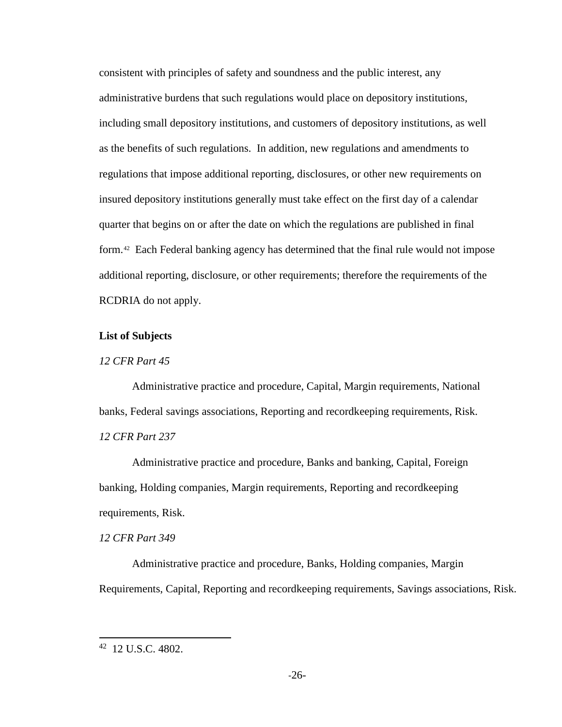consistent with principles of safety and soundness and the public interest, any administrative burdens that such regulations would place on depository institutions, including small depository institutions, and customers of depository institutions, as well as the benefits of such regulations. In addition, new regulations and amendments to regulations that impose additional reporting, disclosures, or other new requirements on insured depository institutions generally must take effect on the first day of a calendar quarter that begins on or after the date on which the regulations are published in final form.[42] Each Federal banking agency has determined that the final rule would not impose additional reporting, disclosure, or other requirements; therefore the requirements of the RCDRIA do not apply.

**List of Subjects**

*12 CFR Part 45*

Administrative practice and procedure, Capital, Margin requirements, National banks, Federal savings associations, Reporting and recordkeeping requirements, Risk.

*12 CFR Part 237*

Administrative practice and procedure, Banks and banking, Capital, Foreign banking, Holding companies, Margin requirements, Reporting and recordkeeping requirements, Risk.

*12 CFR Part 349*

Administrative practice and procedure, Banks, Holding companies, Margin Requirements, Capital, Reporting and recordkeeping requirements, Savings associations, Risk.

---

[42] 12 U.S.C. 4802.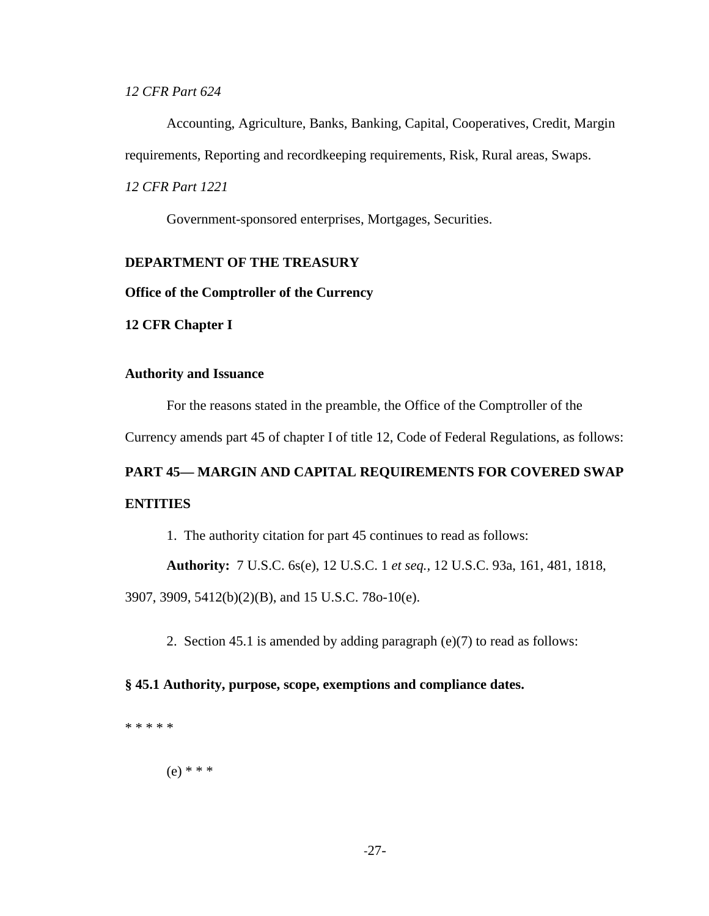*12 CFR Part 624*

Accounting, Agriculture, Banks, Banking, Capital, Cooperatives, Credit, Margin requirements, Reporting and recordkeeping requirements, Risk, Rural areas, Swaps.

*12 CFR Part 1221*

Government-sponsored enterprises, Mortgages, Securities.

**DEPARTMENT OF THE TREASURY**

**Office of the Comptroller of the Currency**

**12 CFR Chapter I**

**Authority and Issuance**

For the reasons stated in the preamble, the Office of the Comptroller of the Currency amends part 45 of chapter I of title 12, Code of Federal Regulations, as follows:

**PART 45— MARGIN AND CAPITAL REQUIREMENTS FOR COVERED SWAP ENTITIES**

1. The authority citation for part 45 continues to read as follows:

**Authority:** 7 U.S.C. 6s(e), 12 U.S.C. 1 *et seq.*, 12 U.S.C. 93a, 161, 481, 1818, 3907, 3909, 5412(b)(2)(B), and 15 U.S.C. 78o-10(e).

2. Section 45.1 is amended by adding paragraph (e)(7) to read as follows:

**§ 45.1 Authority, purpose, scope, exemptions and compliance dates.**

\* \* \* \* \*

(e) \* \* \*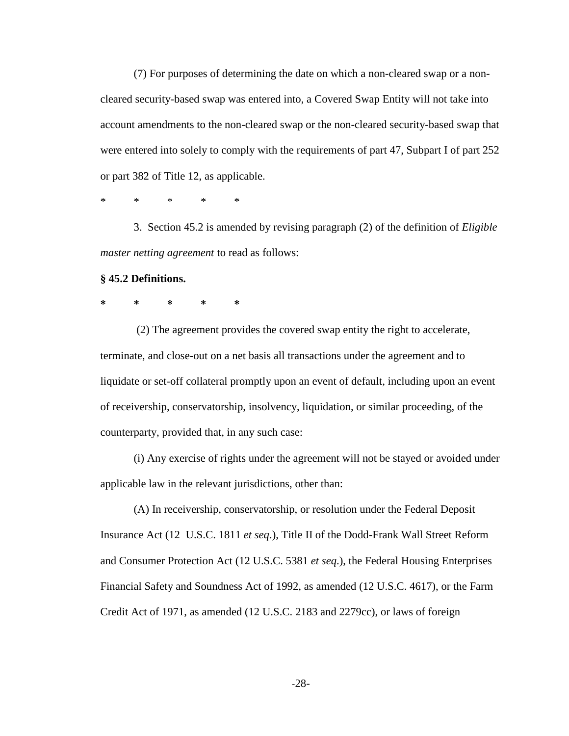(7) For purposes of determining the date on which a non-cleared swap or a non-cleared security-based swap was entered into, a Covered Swap Entity will not take into account amendments to the non-cleared swap or the non-cleared security-based swap that were entered into solely to comply with the requirements of part 47, Subpart I of part 252 or part 382 of Title 12, as applicable.

\*     \*     \*     \*     \*

3. Section 45.2 is amended by revising paragraph (2) of the definition of *Eligible master netting agreement* to read as follows:

**§ 45.2 Definitions.**

**\*     \*     \*     \*     \***

(2) The agreement provides the covered swap entity the right to accelerate, terminate, and close-out on a net basis all transactions under the agreement and to liquidate or set-off collateral promptly upon an event of default, including upon an event of receivership, conservatorship, insolvency, liquidation, or similar proceeding, of the counterparty, provided that, in any such case:

(i) Any exercise of rights under the agreement will not be stayed or avoided under applicable law in the relevant jurisdictions, other than:

(A) In receivership, conservatorship, or resolution under the Federal Deposit Insurance Act (12 U.S.C. 1811 *et seq*.), Title II of the Dodd-Frank Wall Street Reform and Consumer Protection Act (12 U.S.C. 5381 *et seq*.), the Federal Housing Enterprises Financial Safety and Soundness Act of 1992, as amended (12 U.S.C. 4617), or the Farm Credit Act of 1971, as amended (12 U.S.C. 2183 and 2279cc), or laws of foreign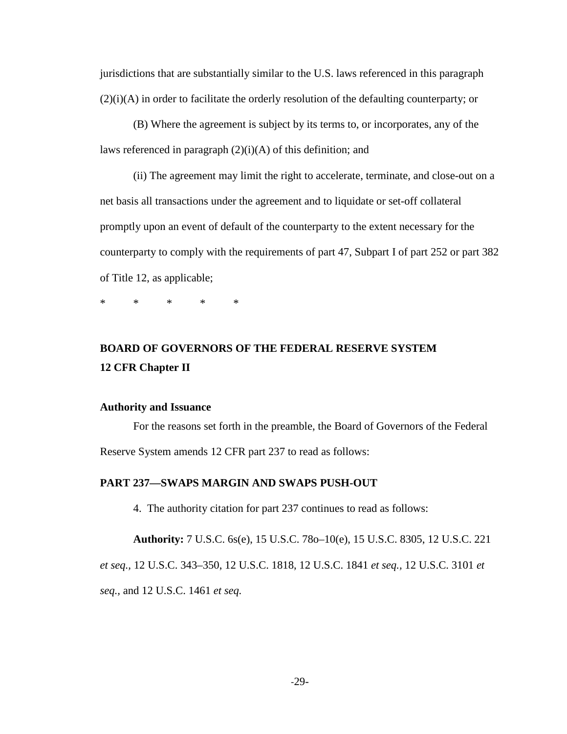jurisdictions that are substantially similar to the U.S. laws referenced in this paragraph (2)(i)(A) in order to facilitate the orderly resolution of the defaulting counterparty; or

(B) Where the agreement is subject by its terms to, or incorporates, any of the laws referenced in paragraph (2)(i)(A) of this definition; and

(ii) The agreement may limit the right to accelerate, terminate, and close-out on a net basis all transactions under the agreement and to liquidate or set-off collateral promptly upon an event of default of the counterparty to the extent necessary for the counterparty to comply with the requirements of part 47, Subpart I of part 252 or part 382 of Title 12, as applicable;

\* \* \* \* \*

**BOARD OF GOVERNORS OF THE FEDERAL RESERVE SYSTEM**
**12 CFR Chapter II**

**Authority and Issuance**

For the reasons set forth in the preamble, the Board of Governors of the Federal Reserve System amends 12 CFR part 237 to read as follows:

**PART 237—SWAPS MARGIN AND SWAPS PUSH-OUT**

4. The authority citation for part 237 continues to read as follows:

**Authority:** 7 U.S.C. 6s(e), 15 U.S.C. 78o–10(e), 15 U.S.C. 8305, 12 U.S.C. 221 *et seq.*, 12 U.S.C. 343–350, 12 U.S.C. 1818, 12 U.S.C. 1841 *et seq.*, 12 U.S.C. 3101 *et seq.*, and 12 U.S.C. 1461 *et seq.*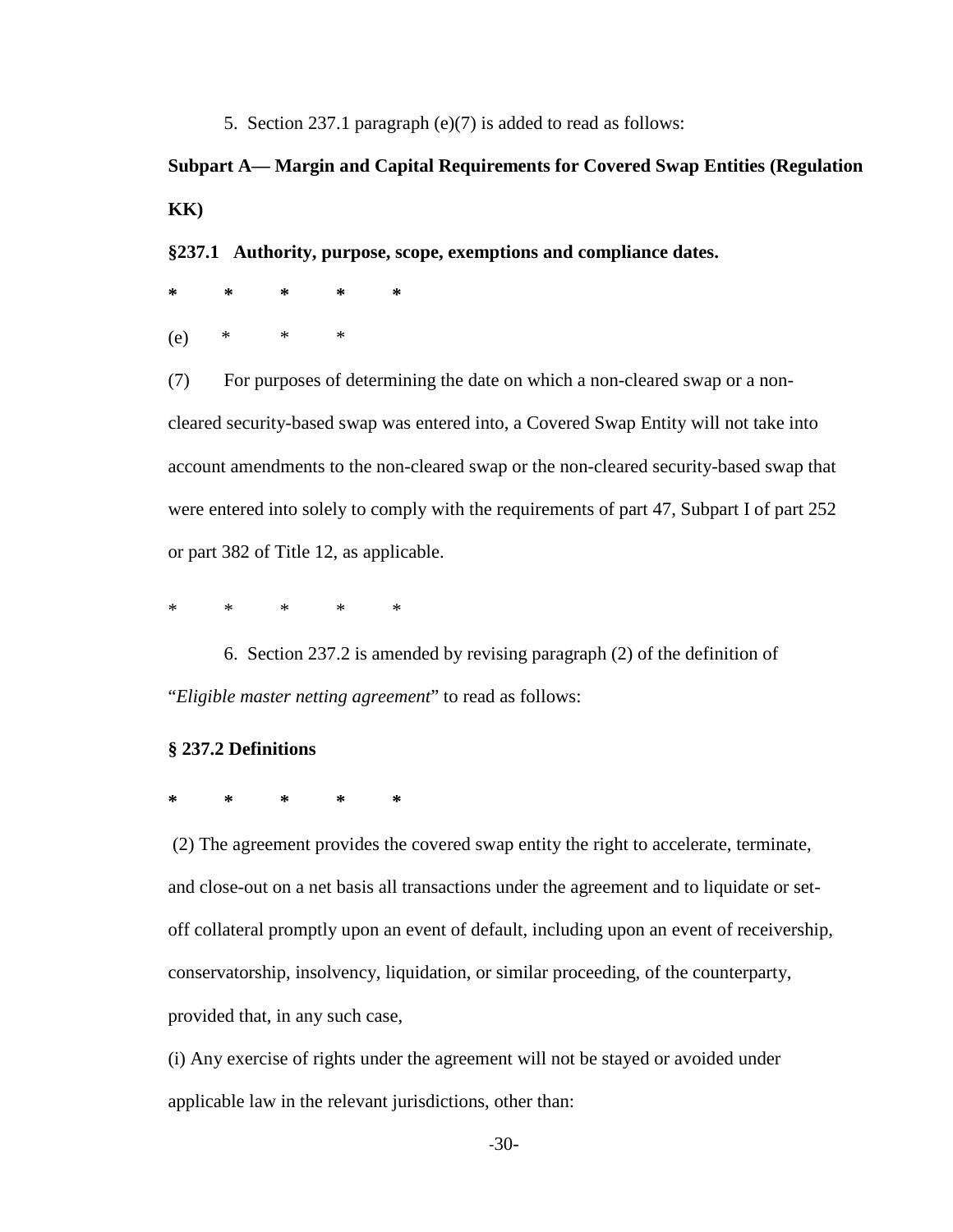5. Section 237.1 paragraph (e)(7) is added to read as follows:

**Subpart A— Margin and Capital Requirements for Covered Swap Entities (Regulation KK)**

**§237.1 Authority, purpose, scope, exemptions and compliance dates.**

**\* \* \* \* \***

(e) \* \* \*

(7) For purposes of determining the date on which a non-cleared swap or a non-cleared security-based swap was entered into, a Covered Swap Entity will not take into account amendments to the non-cleared swap or the non-cleared security-based swap that were entered into solely to comply with the requirements of part 47, Subpart I of part 252 or part 382 of Title 12, as applicable.

\* \* \* \* \*

6. Section 237.2 is amended by revising paragraph (2) of the definition of "*Eligible master netting agreement*" to read as follows:

**§ 237.2 Definitions**

**\* \* \* \* \***

(2) The agreement provides the covered swap entity the right to accelerate, terminate, and close-out on a net basis all transactions under the agreement and to liquidate or set-off collateral promptly upon an event of default, including upon an event of receivership, conservatorship, insolvency, liquidation, or similar proceeding, of the counterparty, provided that, in any such case,

(i) Any exercise of rights under the agreement will not be stayed or avoided under applicable law in the relevant jurisdictions, other than: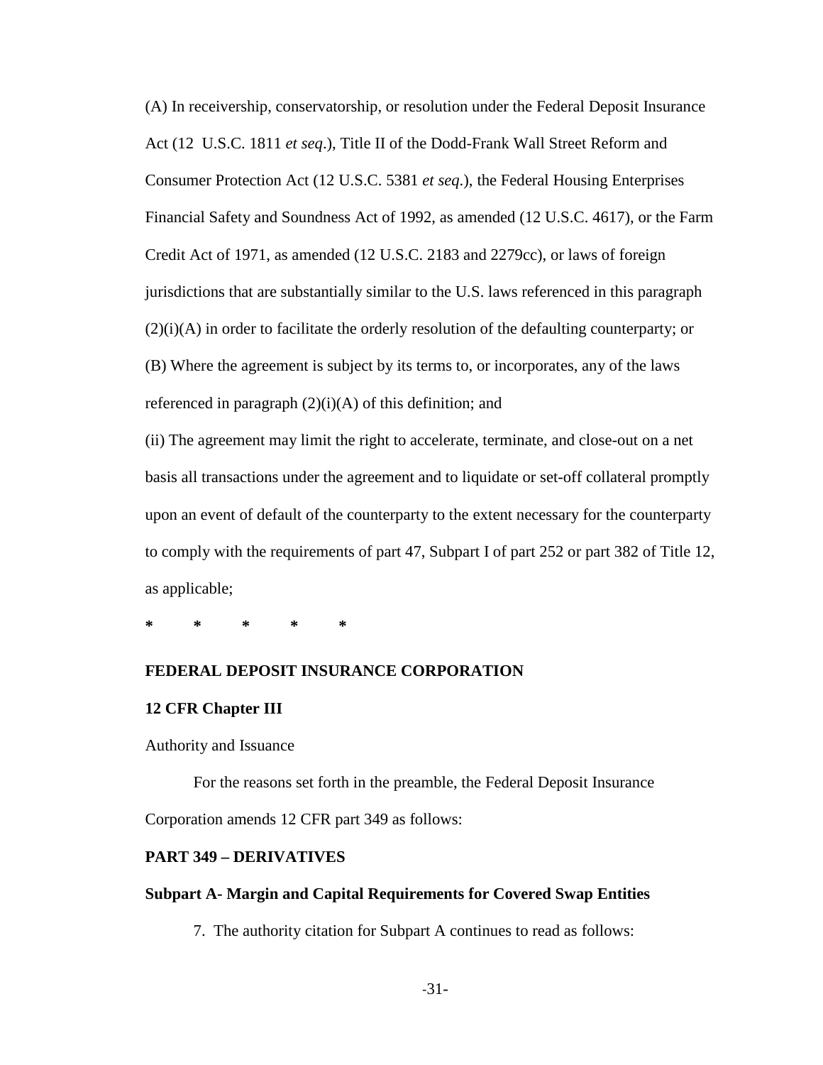(A) In receivership, conservatorship, or resolution under the Federal Deposit Insurance Act (12 U.S.C. 1811 *et seq*.), Title II of the Dodd-Frank Wall Street Reform and Consumer Protection Act (12 U.S.C. 5381 *et seq.*), the Federal Housing Enterprises Financial Safety and Soundness Act of 1992, as amended (12 U.S.C. 4617), or the Farm Credit Act of 1971, as amended (12 U.S.C. 2183 and 2279cc), or laws of foreign jurisdictions that are substantially similar to the U.S. laws referenced in this paragraph (2)(i)(A) in order to facilitate the orderly resolution of the defaulting counterparty; or

(B) Where the agreement is subject by its terms to, or incorporates, any of the laws referenced in paragraph (2)(i)(A) of this definition; and

(ii) The agreement may limit the right to accelerate, terminate, and close-out on a net basis all transactions under the agreement and to liquidate or set-off collateral promptly upon an event of default of the counterparty to the extent necessary for the counterparty to comply with the requirements of part 47, Subpart I of part 252 or part 382 of Title 12, as applicable;

**\*     \*     \*     \*     \***

**FEDERAL DEPOSIT INSURANCE CORPORATION**

**12 CFR Chapter III**

Authority and Issuance

For the reasons set forth in the preamble, the Federal Deposit Insurance Corporation amends 12 CFR part 349 as follows:

**PART 349 – DERIVATIVES**

**Subpart A- Margin and Capital Requirements for Covered Swap Entities**

7. The authority citation for Subpart A continues to read as follows: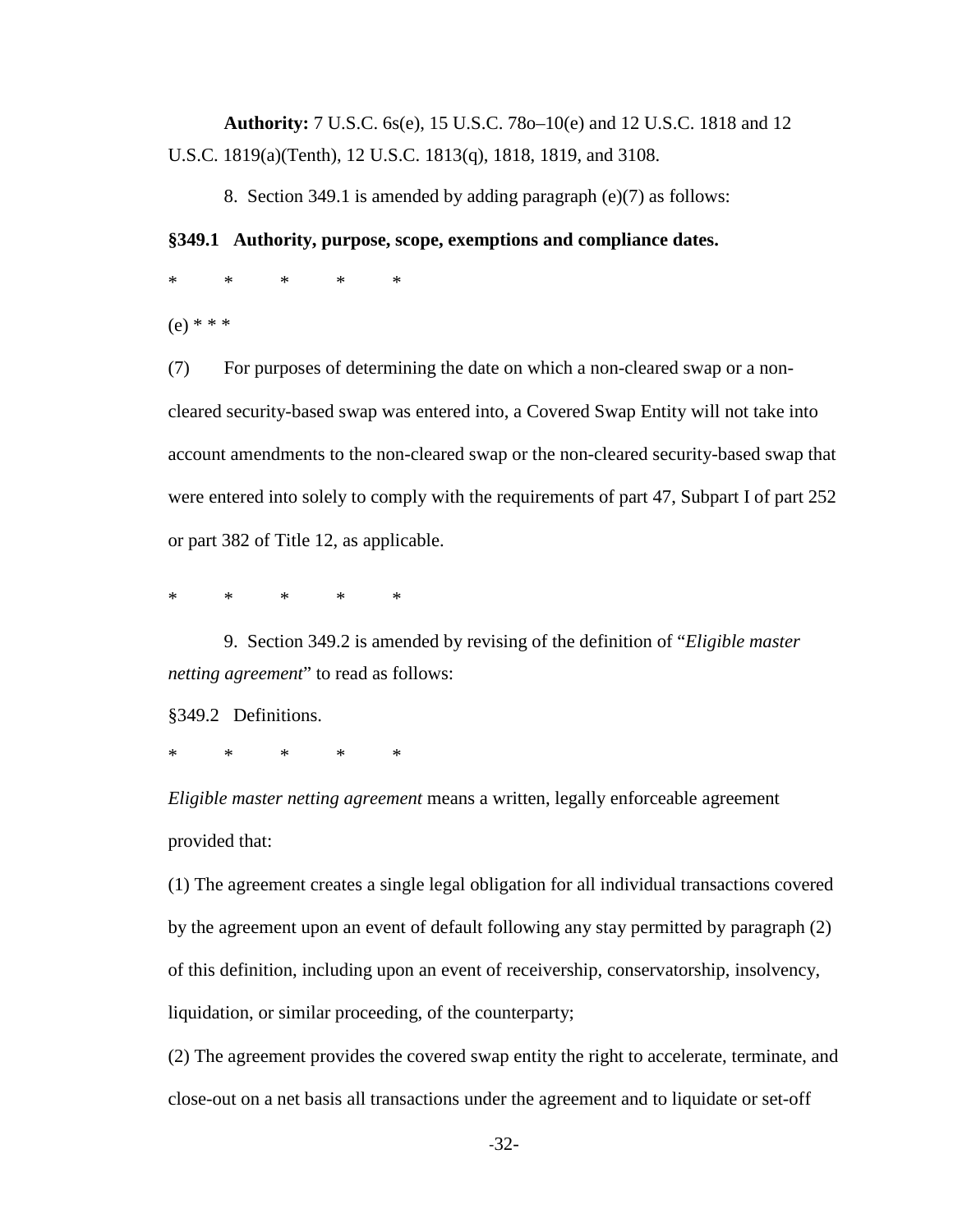**Authority:** 7 U.S.C. 6s(e), 15 U.S.C. 78o–10(e) and 12 U.S.C. 1818 and 12 U.S.C. 1819(a)(Tenth), 12 U.S.C. 1813(q), 1818, 1819, and 3108.

8. Section 349.1 is amended by adding paragraph (e)(7) as follows:

**§349.1 Authority, purpose, scope, exemptions and compliance dates.**

\* \* \* \* \*

(e) * * *

(7) For purposes of determining the date on which a non-cleared swap or a non-cleared security-based swap was entered into, a Covered Swap Entity will not take into account amendments to the non-cleared swap or the non-cleared security-based swap that were entered into solely to comply with the requirements of part 47, Subpart I of part 252 or part 382 of Title 12, as applicable.

\* \* \* \* \*

9. Section 349.2 is amended by revising of the definition of "*Eligible master netting agreement*" to read as follows:

§349.2 Definitions.

\* \* \* \* \*

*Eligible master netting agreement* means a written, legally enforceable agreement provided that:

(1) The agreement creates a single legal obligation for all individual transactions covered by the agreement upon an event of default following any stay permitted by paragraph (2) of this definition, including upon an event of receivership, conservatorship, insolvency, liquidation, or similar proceeding, of the counterparty;

(2) The agreement provides the covered swap entity the right to accelerate, terminate, and close-out on a net basis all transactions under the agreement and to liquidate or set-off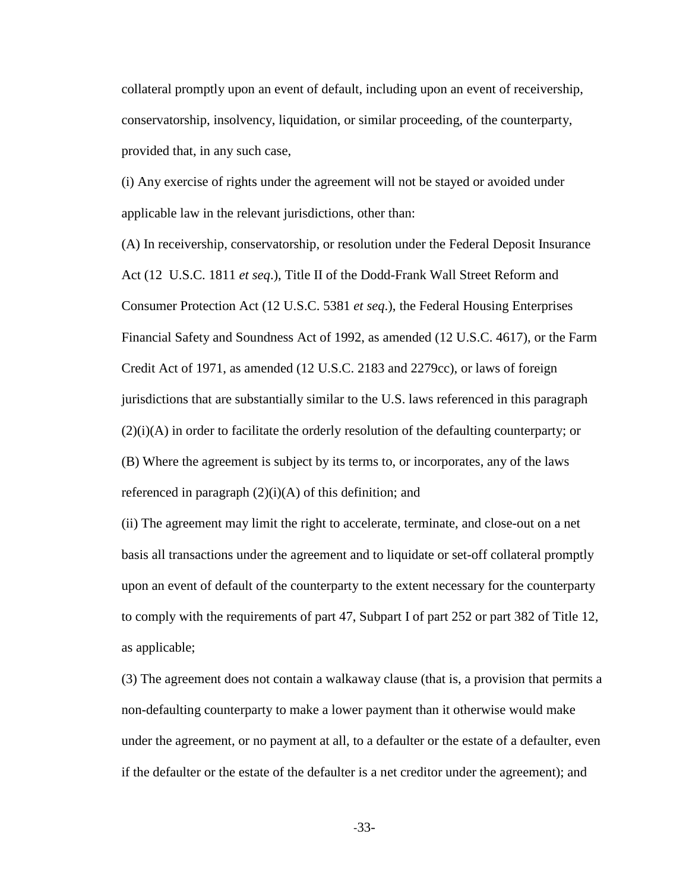collateral promptly upon an event of default, including upon an event of receivership, conservatorship, insolvency, liquidation, or similar proceeding, of the counterparty, provided that, in any such case,

(i) Any exercise of rights under the agreement will not be stayed or avoided under applicable law in the relevant jurisdictions, other than:

(A) In receivership, conservatorship, or resolution under the Federal Deposit Insurance Act (12 U.S.C. 1811 *et seq*.), Title II of the Dodd-Frank Wall Street Reform and Consumer Protection Act (12 U.S.C. 5381 *et seq.*), the Federal Housing Enterprises Financial Safety and Soundness Act of 1992, as amended (12 U.S.C. 4617), or the Farm Credit Act of 1971, as amended (12 U.S.C. 2183 and 2279cc), or laws of foreign jurisdictions that are substantially similar to the U.S. laws referenced in this paragraph (2)(i)(A) in order to facilitate the orderly resolution of the defaulting counterparty; or

(B) Where the agreement is subject by its terms to, or incorporates, any of the laws referenced in paragraph (2)(i)(A) of this definition; and

(ii) The agreement may limit the right to accelerate, terminate, and close-out on a net basis all transactions under the agreement and to liquidate or set-off collateral promptly upon an event of default of the counterparty to the extent necessary for the counterparty to comply with the requirements of part 47, Subpart I of part 252 or part 382 of Title 12, as applicable;

(3) The agreement does not contain a walkaway clause (that is, a provision that permits a non-defaulting counterparty to make a lower payment than it otherwise would make under the agreement, or no payment at all, to a defaulter or the estate of a defaulter, even if the defaulter or the estate of the defaulter is a net creditor under the agreement); and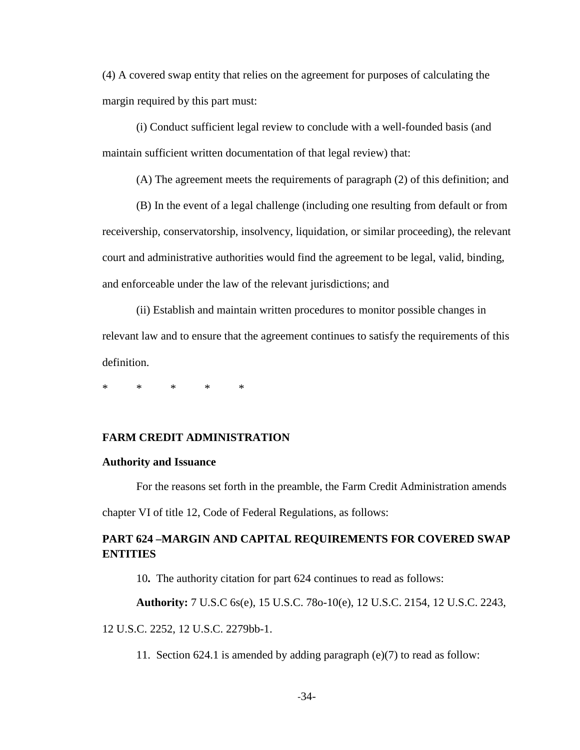(4) A covered swap entity that relies on the agreement for purposes of calculating the margin required by this part must:

(i) Conduct sufficient legal review to conclude with a well-founded basis (and maintain sufficient written documentation of that legal review) that:

(A) The agreement meets the requirements of paragraph (2) of this definition; and

(B) In the event of a legal challenge (including one resulting from default or from receivership, conservatorship, insolvency, liquidation, or similar proceeding), the relevant court and administrative authorities would find the agreement to be legal, valid, binding, and enforceable under the law of the relevant jurisdictions; and

(ii) Establish and maintain written procedures to monitor possible changes in relevant law and to ensure that the agreement continues to satisfy the requirements of this definition.

\*   \*   \*   \*   \*

**FARM CREDIT ADMINISTRATION**

**Authority and Issuance**

For the reasons set forth in the preamble, the Farm Credit Administration amends chapter VI of title 12, Code of Federal Regulations, as follows:

**PART 624 –MARGIN AND CAPITAL REQUIREMENTS FOR COVERED SWAP ENTITIES**

10**.** The authority citation for part 624 continues to read as follows:

**Authority:** 7 U.S.C 6s(e), 15 U.S.C. 78o-10(e), 12 U.S.C. 2154, 12 U.S.C. 2243, 12 U.S.C. 2252, 12 U.S.C. 2279bb-1.

11. Section 624.1 is amended by adding paragraph (e)(7) to read as follow: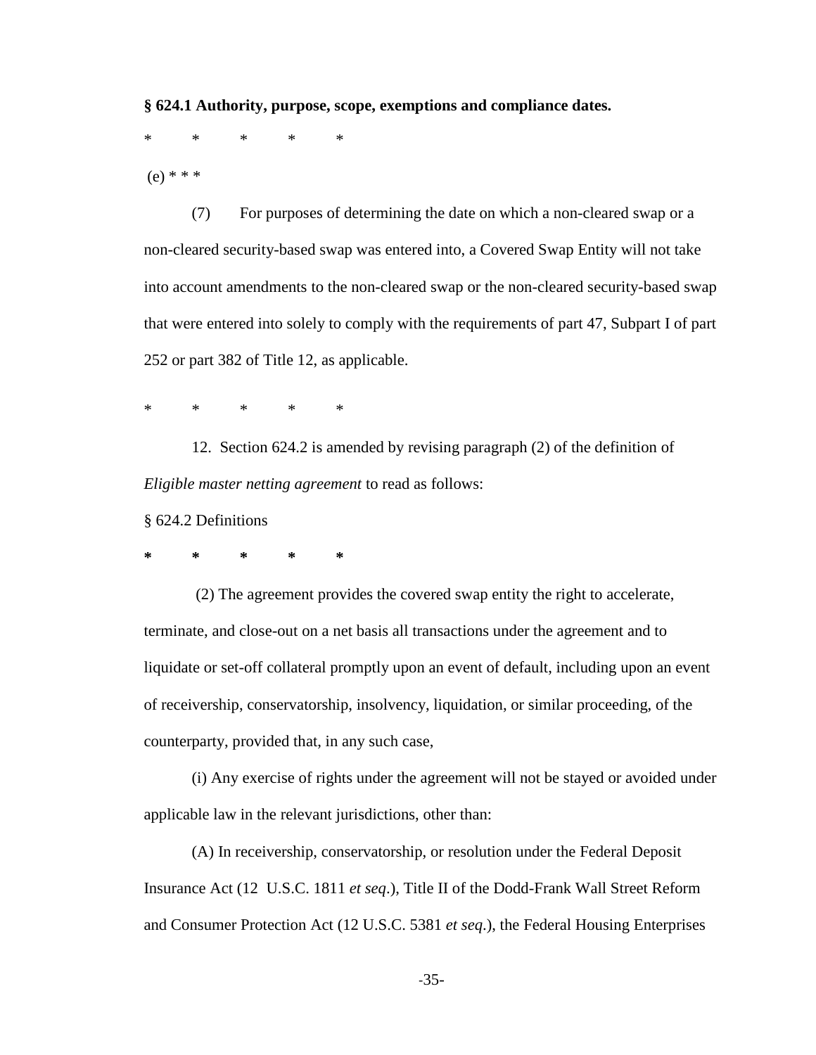**§ 624.1 Authority, purpose, scope, exemptions and compliance dates.**

\* \* \* \* \*

(e) * * *

(7) For purposes of determining the date on which a non-cleared swap or a non-cleared security-based swap was entered into, a Covered Swap Entity will not take into account amendments to the non-cleared swap or the non-cleared security-based swap that were entered into solely to comply with the requirements of part 47, Subpart I of part 252 or part 382 of Title 12, as applicable.

\* \* \* \* \*

12. Section 624.2 is amended by revising paragraph (2) of the definition of *Eligible master netting agreement* to read as follows:

§ 624.2 Definitions

**\* \* \* \* \***

(2) The agreement provides the covered swap entity the right to accelerate, terminate, and close-out on a net basis all transactions under the agreement and to liquidate or set-off collateral promptly upon an event of default, including upon an event of receivership, conservatorship, insolvency, liquidation, or similar proceeding, of the counterparty, provided that, in any such case,

(i) Any exercise of rights under the agreement will not be stayed or avoided under applicable law in the relevant jurisdictions, other than:

(A) In receivership, conservatorship, or resolution under the Federal Deposit Insurance Act (12 U.S.C. 1811 *et seq*.), Title II of the Dodd-Frank Wall Street Reform and Consumer Protection Act (12 U.S.C. 5381 *et seq*.), the Federal Housing Enterprises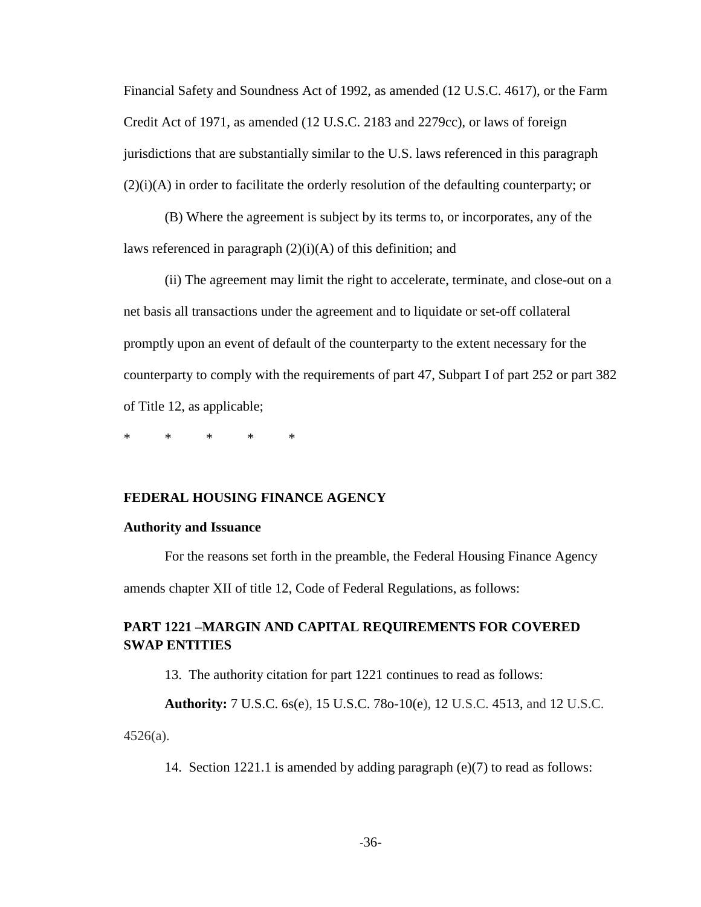Financial Safety and Soundness Act of 1992, as amended (12 U.S.C. 4617), or the Farm Credit Act of 1971, as amended (12 U.S.C. 2183 and 2279cc), or laws of foreign jurisdictions that are substantially similar to the U.S. laws referenced in this paragraph (2)(i)(A) in order to facilitate the orderly resolution of the defaulting counterparty; or

(B) Where the agreement is subject by its terms to, or incorporates, any of the laws referenced in paragraph (2)(i)(A) of this definition; and

(ii) The agreement may limit the right to accelerate, terminate, and close-out on a net basis all transactions under the agreement and to liquidate or set-off collateral promptly upon an event of default of the counterparty to the extent necessary for the counterparty to comply with the requirements of part 47, Subpart I of part 252 or part 382 of Title 12, as applicable;

\* \* \* \* \*

**FEDERAL HOUSING FINANCE AGENCY**

**Authority and Issuance**

For the reasons set forth in the preamble, the Federal Housing Finance Agency amends chapter XII of title 12, Code of Federal Regulations, as follows:

## PART 1221 –MARGIN AND CAPITAL REQUIREMENTS FOR COVERED SWAP ENTITIES

13. The authority citation for part 1221 continues to read as follows:

**Authority:** 7 U.S.C. 6s(e), 15 U.S.C. 78o-10(e), 12 U.S.C. 4513, and 12 U.S.C. 4526(a).

14. Section 1221.1 is amended by adding paragraph (e)(7) to read as follows: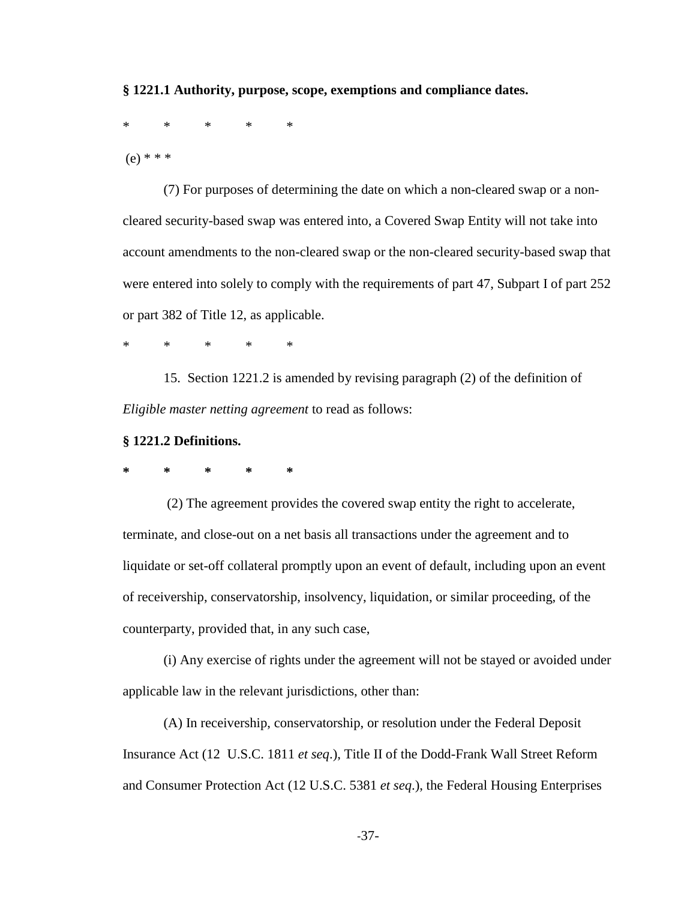**§ 1221.1 Authority, purpose, scope, exemptions and compliance dates.**

\* \* \* \* \*

(e) \* \* \*

(7) For purposes of determining the date on which a non-cleared swap or a non-cleared security-based swap was entered into, a Covered Swap Entity will not take into account amendments to the non-cleared swap or the non-cleared security-based swap that were entered into solely to comply with the requirements of part 47, Subpart I of part 252 or part 382 of Title 12, as applicable.

\* \* \* \* \*

15. Section 1221.2 is amended by revising paragraph (2) of the definition of *Eligible master netting agreement* to read as follows:

**§ 1221.2 Definitions.**

**\* \* \* \* \***

(2) The agreement provides the covered swap entity the right to accelerate, terminate, and close-out on a net basis all transactions under the agreement and to liquidate or set-off collateral promptly upon an event of default, including upon an event of receivership, conservatorship, insolvency, liquidation, or similar proceeding, of the counterparty, provided that, in any such case,

(i) Any exercise of rights under the agreement will not be stayed or avoided under applicable law in the relevant jurisdictions, other than:

(A) In receivership, conservatorship, or resolution under the Federal Deposit Insurance Act (12 U.S.C. 1811 *et seq*.), Title II of the Dodd-Frank Wall Street Reform and Consumer Protection Act (12 U.S.C. 5381 *et seq*.), the Federal Housing Enterprises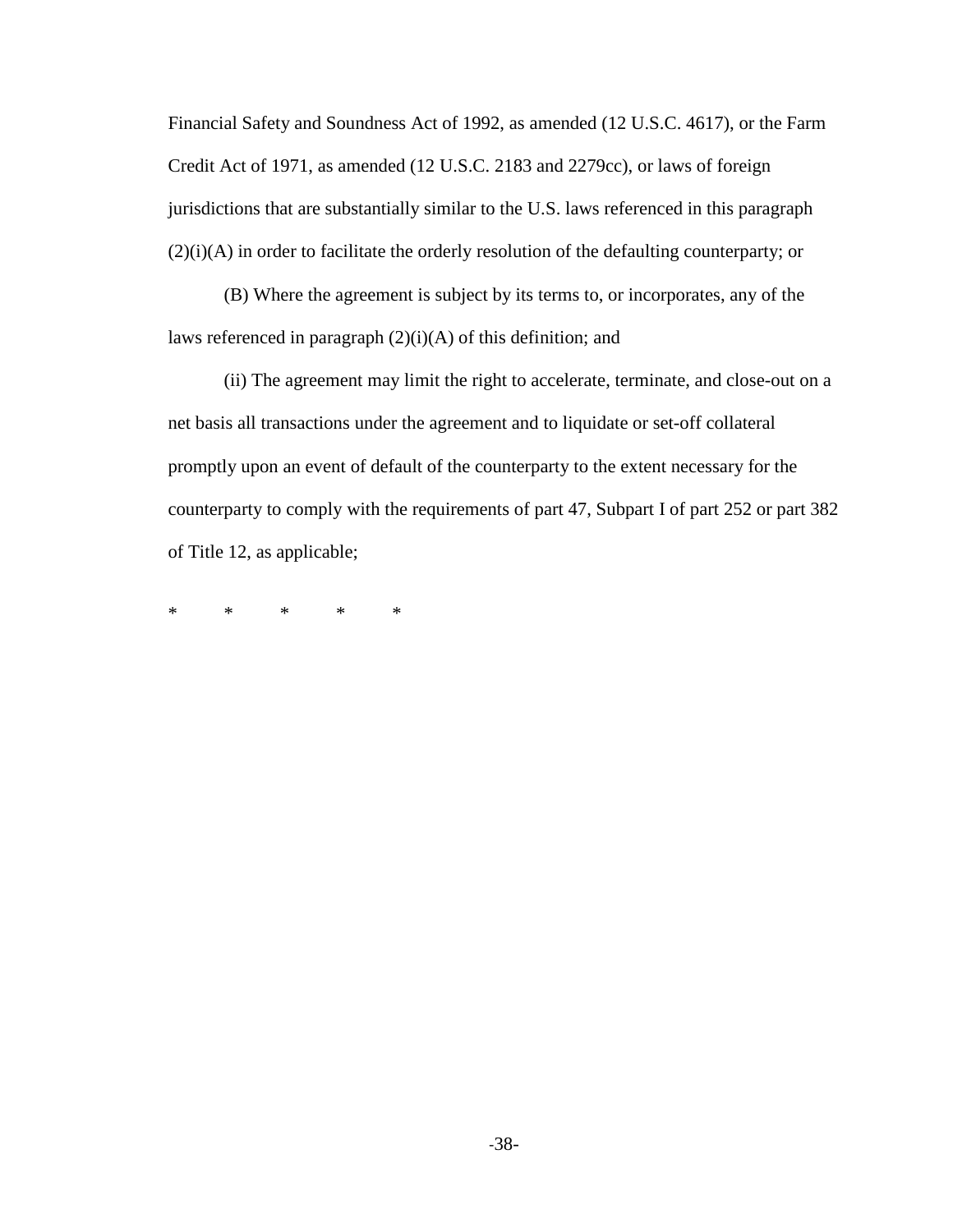Financial Safety and Soundness Act of 1992, as amended (12 U.S.C. 4617), or the Farm Credit Act of 1971, as amended (12 U.S.C. 2183 and 2279cc), or laws of foreign jurisdictions that are substantially similar to the U.S. laws referenced in this paragraph (2)(i)(A) in order to facilitate the orderly resolution of the defaulting counterparty; or

(B) Where the agreement is subject by its terms to, or incorporates, any of the laws referenced in paragraph (2)(i)(A) of this definition; and

(ii) The agreement may limit the right to accelerate, terminate, and close-out on a net basis all transactions under the agreement and to liquidate or set-off collateral promptly upon an event of default of the counterparty to the extent necessary for the counterparty to comply with the requirements of part 47, Subpart I of part 252 or part 382 of Title 12, as applicable;

\*     \*     \*     \*     \*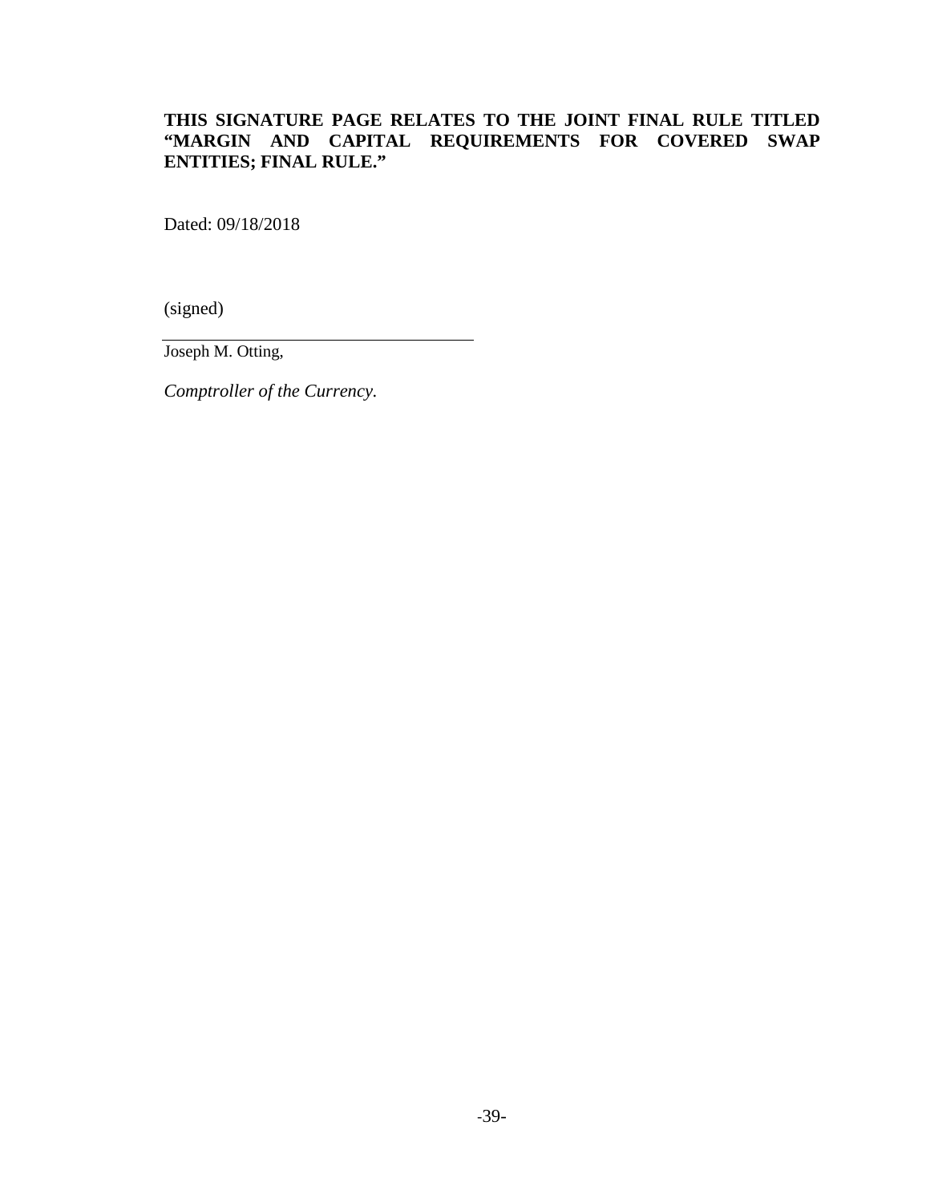**THIS SIGNATURE PAGE RELATES TO THE JOINT FINAL RULE TITLED "MARGIN AND CAPITAL REQUIREMENTS FOR COVERED SWAP ENTITIES; FINAL RULE."**

Dated: 09/18/2018

(signed)

_______________________________

Joseph M. Otting,

*Comptroller of the Currency.*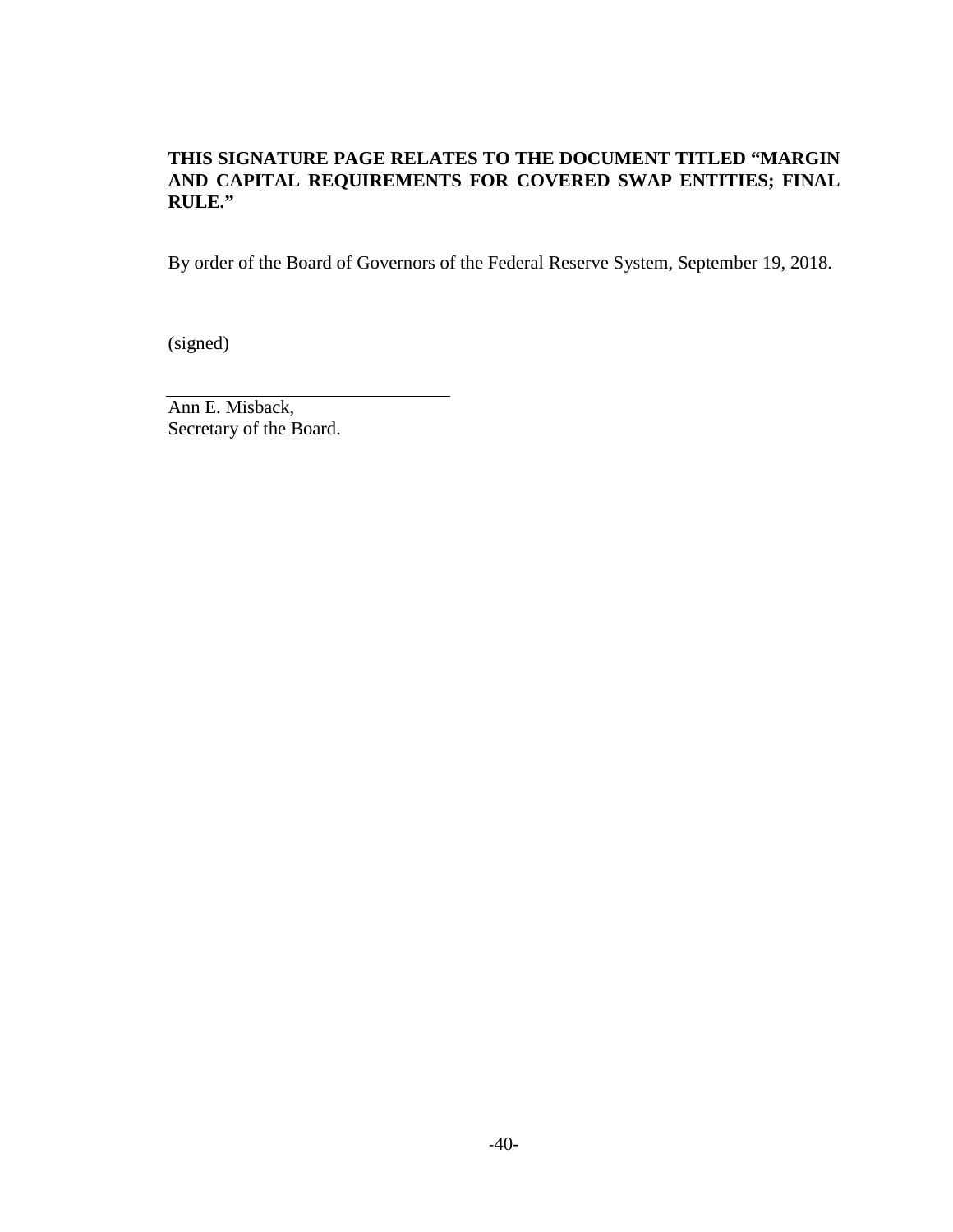**THIS SIGNATURE PAGE RELATES TO THE DOCUMENT TITLED "MARGIN AND CAPITAL REQUIREMENTS FOR COVERED SWAP ENTITIES; FINAL RULE."**

By order of the Board of Governors of the Federal Reserve System, September 19, 2018.

(signed)

Ann E. Misback,
Secretary of the Board.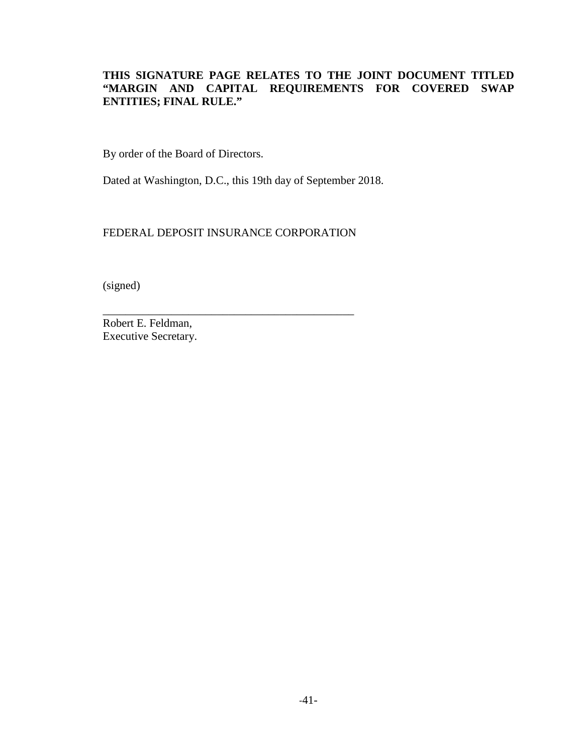**THIS SIGNATURE PAGE RELATES TO THE JOINT DOCUMENT TITLED "MARGIN AND CAPITAL REQUIREMENTS FOR COVERED SWAP ENTITIES; FINAL RULE."**

By order of the Board of Directors.

Dated at Washington, D.C., this 19th day of September 2018.

FEDERAL DEPOSIT INSURANCE CORPORATION

(signed)

_____________________________________________

Robert E. Feldman,
Executive Secretary.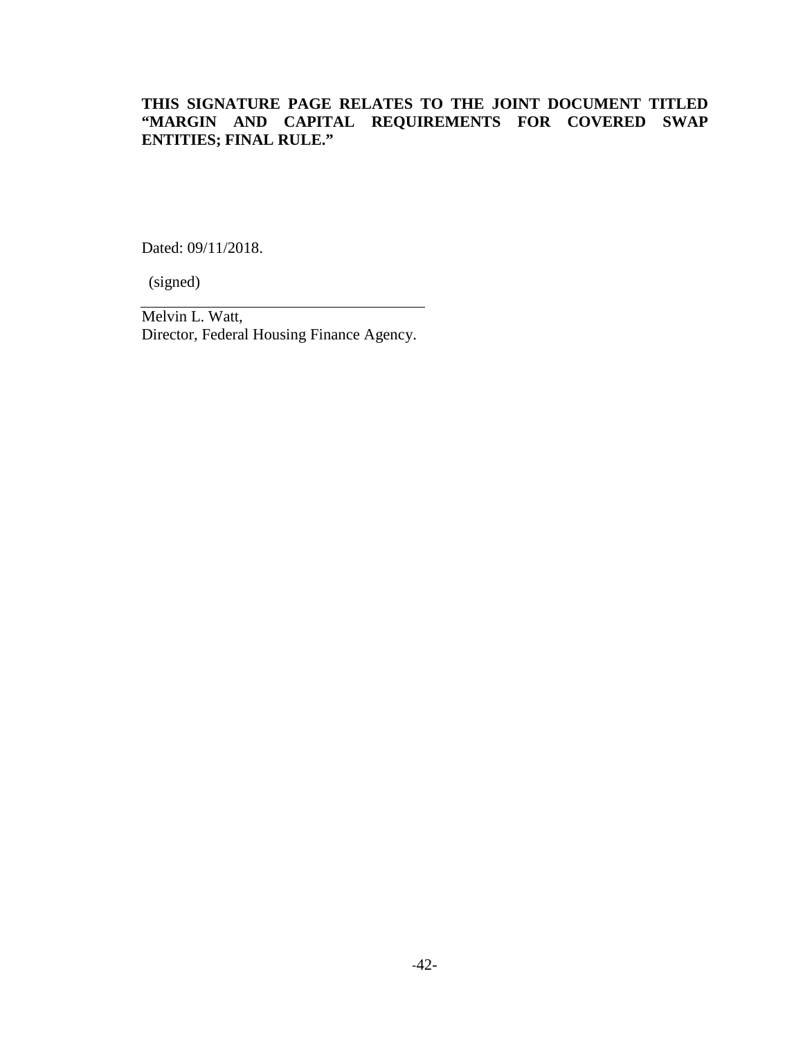**THIS SIGNATURE PAGE RELATES TO THE JOINT DOCUMENT TITLED "MARGIN AND CAPITAL REQUIREMENTS FOR COVERED SWAP ENTITIES; FINAL RULE."**

Dated: 09/11/2018.

(signed)

---

Melvin L. Watt,
Director, Federal Housing Finance Agency.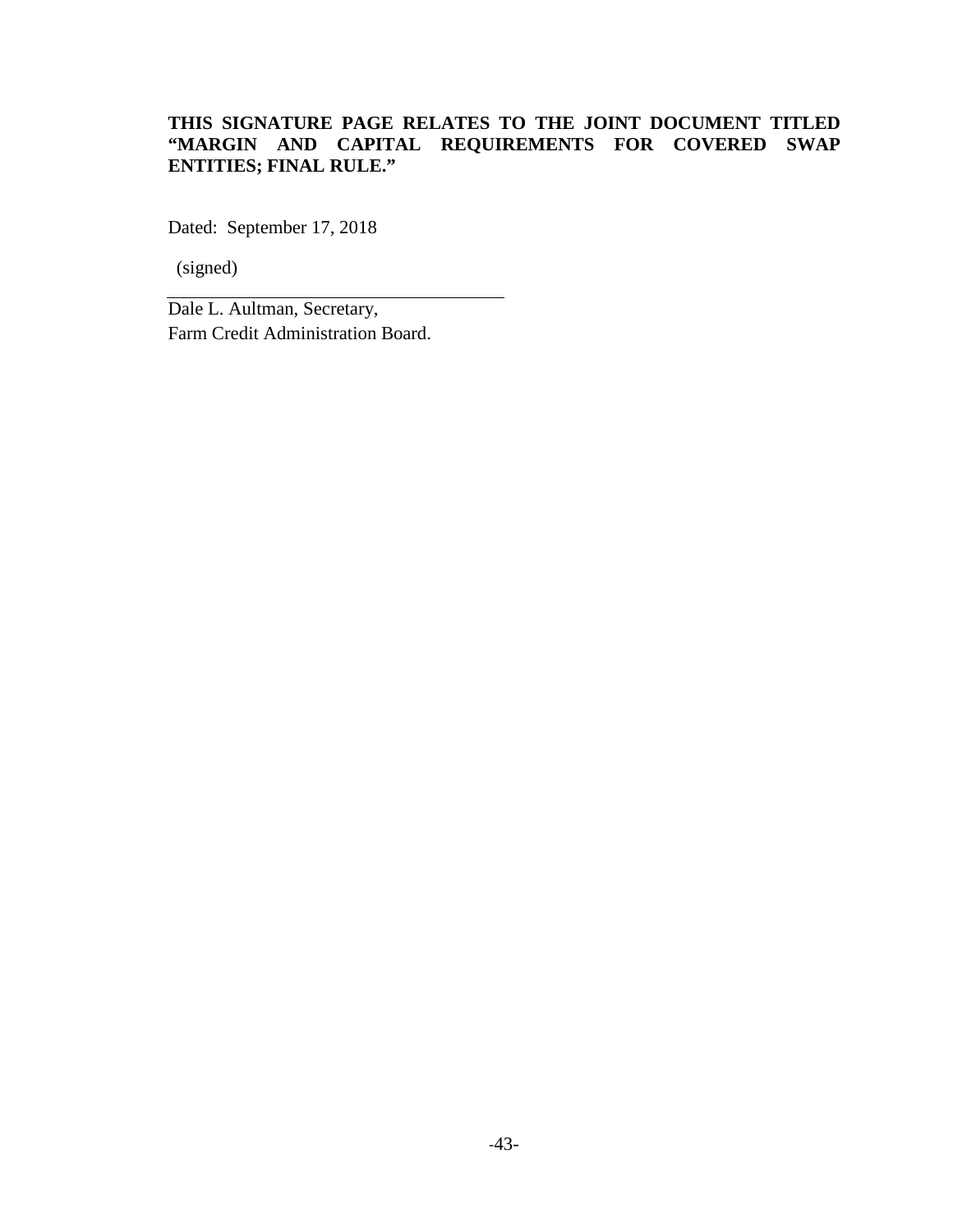**THIS SIGNATURE PAGE RELATES TO THE JOINT DOCUMENT TITLED "MARGIN AND CAPITAL REQUIREMENTS FOR COVERED SWAP ENTITIES; FINAL RULE."**

Dated: September 17, 2018

(signed)

Dale L. Aultman, Secretary,
Farm Credit Administration Board.